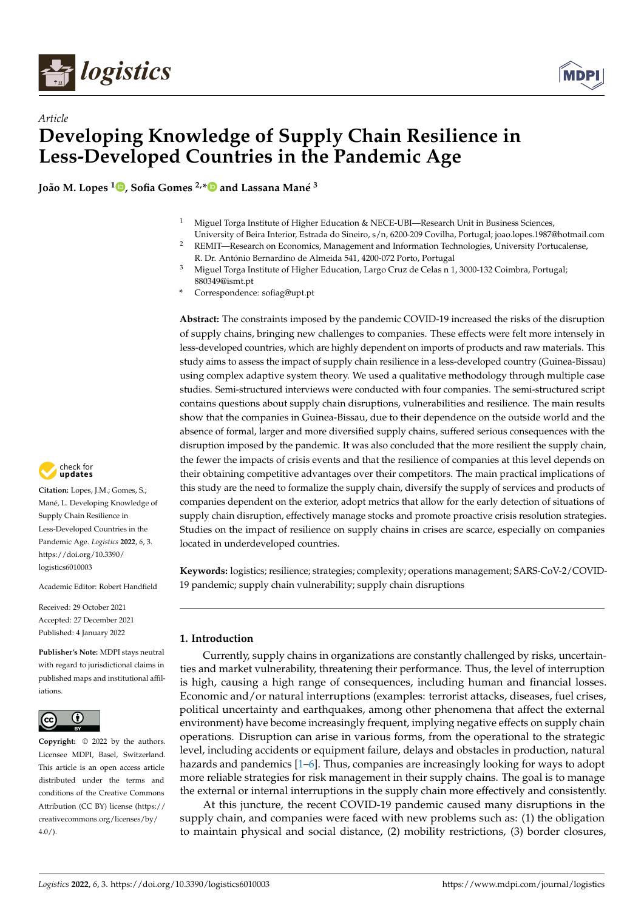*Article*

# Developing Knowledge of Supply Chain Resilience in Less-Developed Countries in the Pandemic Age

**João M. Lopes [1], Sofia Gomes [2,*] and Lassana Mané [3]**

[1] Miguel Torga Institute of Higher Education & NECE-UBI—Research Unit in Business Sciences, University of Beira Interior, Estrada do Sineiro, s/n, 6200-209 Covilha, Portugal; joao.lopes.1987@hotmail.com

[2] REMIT—Research on Economics, Management and Information Technologies, University Portucalense, R. Dr. António Bernardino de Almeida 541, 4200-072 Porto, Portugal

[3] Miguel Torga Institute of Higher Education, Largo Cruz de Celas n 1, 3000-132 Coimbra, Portugal; 880349@ismt.pt

* Correspondence: sofiag@upt.pt

**Abstract:** The constraints imposed by the pandemic COVID-19 increased the risks of the disruption of supply chains, bringing new challenges to companies. These effects were felt more intensely in less-developed countries, which are highly dependent on imports of products and raw materials. This study aims to assess the impact of supply chain resilience in a less-developed country (Guinea-Bissau) using complex adaptive system theory. We used a qualitative methodology through multiple case studies. Semi-structured interviews were conducted with four companies. The semi-structured script contains questions about supply chain disruptions, vulnerabilities and resilience. The main results show that the companies in Guinea-Bissau, due to their dependence on the outside world and the absence of formal, larger and more diversified supply chains, suffered serious consequences with the disruption imposed by the pandemic. It was also concluded that the more resilient the supply chain, the fewer the impacts of crisis events and that the resilience of companies at this level depends on their obtaining competitive advantages over their competitors. The main practical implications of this study are the need to formalize the supply chain, diversify the supply of services and products of companies dependent on the exterior, adopt metrics that allow for the early detection of situations of supply chain disruption, effectively manage stocks and promote proactive crisis resolution strategies. Studies on the impact of resilience on supply chains in crises are scarce, especially on companies located in underdeveloped countries.

**Keywords:** logistics; resilience; strategies; complexity; operations management; SARS-CoV-2/COVID-19 pandemic; supply chain vulnerability; supply chain disruptions

**Citation:** Lopes, J.M.; Gomes, S.; Mané, L. Developing Knowledge of Supply Chain Resilience in Less-Developed Countries in the Pandemic Age. *Logistics* **2022**, *6*, 3. https://doi.org/10.3390/logistics6010003

Academic Editor: Robert Handfield

Received: 29 October 2021
Accepted: 27 December 2021
Published: 4 January 2022

**Publisher's Note:** MDPI stays neutral with regard to jurisdictional claims in published maps and institutional affiliations.

**Copyright:** © 2022 by the authors. Licensee MDPI, Basel, Switzerland. This article is an open access article distributed under the terms and conditions of the Creative Commons Attribution (CC BY) license (https://creativecommons.org/licenses/by/4.0/).

## 1. Introduction

Currently, supply chains in organizations are constantly challenged by risks, uncertainties and market vulnerability, threatening their performance. Thus, the level of interruption is high, causing a high range of consequences, including human and financial losses. Economic and/or natural interruptions (examples: terrorist attacks, diseases, fuel crises, political uncertainty and earthquakes, among other phenomena that affect the external environment) have become increasingly frequent, implying negative effects on supply chain operations. Disruption can arise in various forms, from the operational to the strategic level, including accidents or equipment failure, delays and obstacles in production, natural hazards and pandemics [1–6]. Thus, companies are increasingly looking for ways to adopt more reliable strategies for risk management in their supply chains. The goal is to manage the external or internal interruptions in the supply chain more effectively and consistently.

At this juncture, the recent COVID-19 pandemic caused many disruptions in the supply chain, and companies were faced with new problems such as: (1) the obligation to maintain physical and social distance, (2) mobility restrictions, (3) border closures,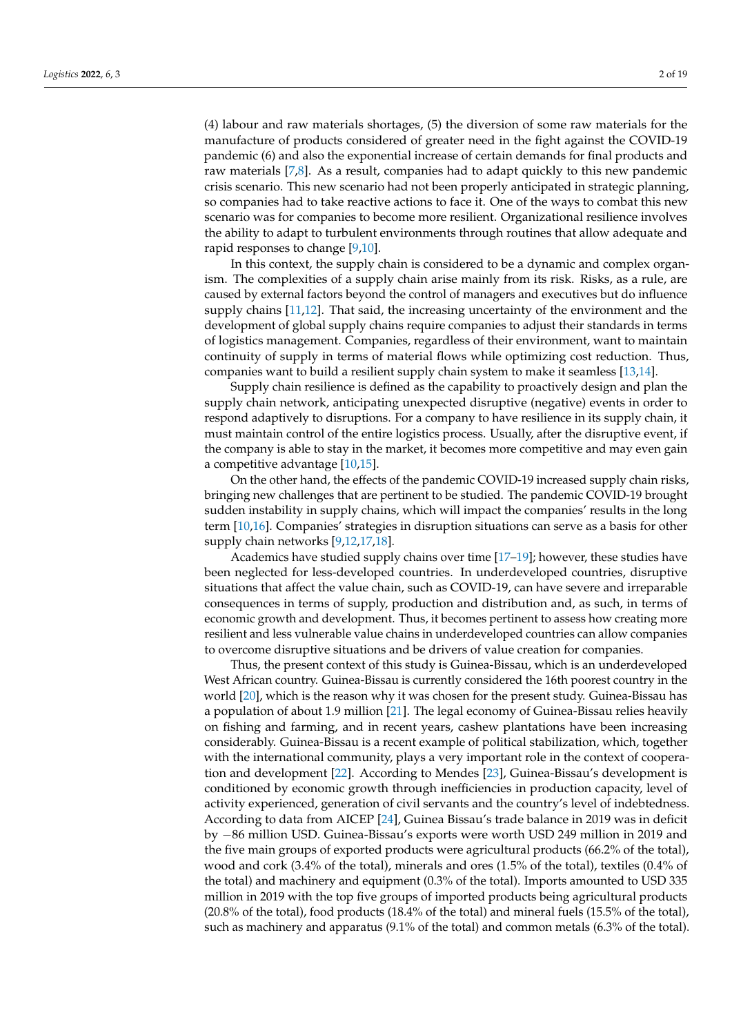(4) labour and raw materials shortages, (5) the diversion of some raw materials for the manufacture of products considered of greater need in the fight against the COVID-19 pandemic (6) and also the exponential increase of certain demands for final products and raw materials [7,8]. As a result, companies had to adapt quickly to this new pandemic crisis scenario. This new scenario had not been properly anticipated in strategic planning, so companies had to take reactive actions to face it. One of the ways to combat this new scenario was for companies to become more resilient. Organizational resilience involves the ability to adapt to turbulent environments through routines that allow adequate and rapid responses to change [9,10].

In this context, the supply chain is considered to be a dynamic and complex organism. The complexities of a supply chain arise mainly from its risk. Risks, as a rule, are caused by external factors beyond the control of managers and executives but do influence supply chains [11,12]. That said, the increasing uncertainty of the environment and the development of global supply chains require companies to adjust their standards in terms of logistics management. Companies, regardless of their environment, want to maintain continuity of supply in terms of material flows while optimizing cost reduction. Thus, companies want to build a resilient supply chain system to make it seamless [13,14].

Supply chain resilience is defined as the capability to proactively design and plan the supply chain network, anticipating unexpected disruptive (negative) events in order to respond adaptively to disruptions. For a company to have resilience in its supply chain, it must maintain control of the entire logistics process. Usually, after the disruptive event, if the company is able to stay in the market, it becomes more competitive and may even gain a competitive advantage [10,15].

On the other hand, the effects of the pandemic COVID-19 increased supply chain risks, bringing new challenges that are pertinent to be studied. The pandemic COVID-19 brought sudden instability in supply chains, which will impact the companies' results in the long term [10,16]. Companies' strategies in disruption situations can serve as a basis for other supply chain networks [9,12,17,18].

Academics have studied supply chains over time [17–19]; however, these studies have been neglected for less-developed countries. In underdeveloped countries, disruptive situations that affect the value chain, such as COVID-19, can have severe and irreparable consequences in terms of supply, production and distribution and, as such, in terms of economic growth and development. Thus, it becomes pertinent to assess how creating more resilient and less vulnerable value chains in underdeveloped countries can allow companies to overcome disruptive situations and be drivers of value creation for companies.

Thus, the present context of this study is Guinea-Bissau, which is an underdeveloped West African country. Guinea-Bissau is currently considered the 16th poorest country in the world [20], which is the reason why it was chosen for the present study. Guinea-Bissau has a population of about 1.9 million [21]. The legal economy of Guinea-Bissau relies heavily on fishing and farming, and in recent years, cashew plantations have been increasing considerably. Guinea-Bissau is a recent example of political stabilization, which, together with the international community, plays a very important role in the context of cooperation and development [22]. According to Mendes [23], Guinea-Bissau's development is conditioned by economic growth through inefficiencies in production capacity, level of activity experienced, generation of civil servants and the country's level of indebtedness. According to data from AICEP [24], Guinea Bissau's trade balance in 2019 was in deficit by −86 million USD. Guinea-Bissau's exports were worth USD 249 million in 2019 and the five main groups of exported products were agricultural products (66.2% of the total), wood and cork (3.4% of the total), minerals and ores (1.5% of the total), textiles (0.4% of the total) and machinery and equipment (0.3% of the total). Imports amounted to USD 335 million in 2019 with the top five groups of imported products being agricultural products (20.8% of the total), food products (18.4% of the total) and mineral fuels (15.5% of the total), such as machinery and apparatus (9.1% of the total) and common metals (6.3% of the total).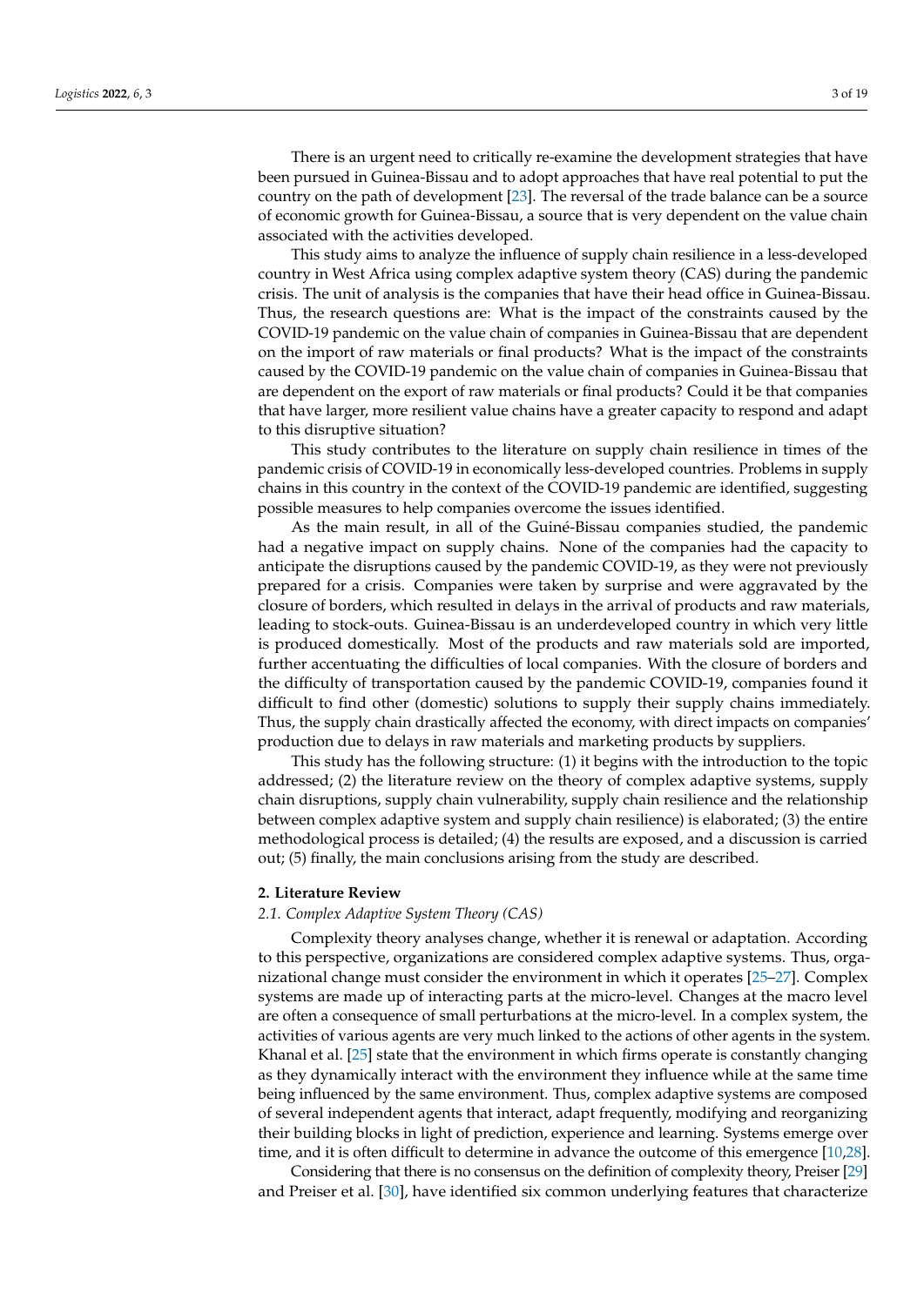There is an urgent need to critically re-examine the development strategies that have been pursued in Guinea-Bissau and to adopt approaches that have real potential to put the country on the path of development [23]. The reversal of the trade balance can be a source of economic growth for Guinea-Bissau, a source that is very dependent on the value chain associated with the activities developed.

This study aims to analyze the influence of supply chain resilience in a less-developed country in West Africa using complex adaptive system theory (CAS) during the pandemic crisis. The unit of analysis is the companies that have their head office in Guinea-Bissau. Thus, the research questions are: What is the impact of the constraints caused by the COVID-19 pandemic on the value chain of companies in Guinea-Bissau that are dependent on the import of raw materials or final products? What is the impact of the constraints caused by the COVID-19 pandemic on the value chain of companies in Guinea-Bissau that are dependent on the export of raw materials or final products? Could it be that companies that have larger, more resilient value chains have a greater capacity to respond and adapt to this disruptive situation?

This study contributes to the literature on supply chain resilience in times of the pandemic crisis of COVID-19 in economically less-developed countries. Problems in supply chains in this country in the context of the COVID-19 pandemic are identified, suggesting possible measures to help companies overcome the issues identified.

As the main result, in all of the Guiné-Bissau companies studied, the pandemic had a negative impact on supply chains. None of the companies had the capacity to anticipate the disruptions caused by the pandemic COVID-19, as they were not previously prepared for a crisis. Companies were taken by surprise and were aggravated by the closure of borders, which resulted in delays in the arrival of products and raw materials, leading to stock-outs. Guinea-Bissau is an underdeveloped country in which very little is produced domestically. Most of the products and raw materials sold are imported, further accentuating the difficulties of local companies. With the closure of borders and the difficulty of transportation caused by the pandemic COVID-19, companies found it difficult to find other (domestic) solutions to supply their supply chains immediately. Thus, the supply chain drastically affected the economy, with direct impacts on companies' production due to delays in raw materials and marketing products by suppliers.

This study has the following structure: (1) it begins with the introduction to the topic addressed; (2) the literature review on the theory of complex adaptive systems, supply chain disruptions, supply chain vulnerability, supply chain resilience and the relationship between complex adaptive system and supply chain resilience) is elaborated; (3) the entire methodological process is detailed; (4) the results are exposed, and a discussion is carried out; (5) finally, the main conclusions arising from the study are described.

## 2. Literature Review

### 2.1. Complex Adaptive System Theory (CAS)

Complexity theory analyses change, whether it is renewal or adaptation. According to this perspective, organizations are considered complex adaptive systems. Thus, organizational change must consider the environment in which it operates [25–27]. Complex systems are made up of interacting parts at the micro-level. Changes at the macro level are often a consequence of small perturbations at the micro-level. In a complex system, the activities of various agents are very much linked to the actions of other agents in the system. Khanal et al. [25] state that the environment in which firms operate is constantly changing as they dynamically interact with the environment they influence while at the same time being influenced by the same environment. Thus, complex adaptive systems are composed of several independent agents that interact, adapt frequently, modifying and reorganizing their building blocks in light of prediction, experience and learning. Systems emerge over time, and it is often difficult to determine in advance the outcome of this emergence [10,28].

Considering that there is no consensus on the definition of complexity theory, Preiser [29] and Preiser et al. [30], have identified six common underlying features that characterize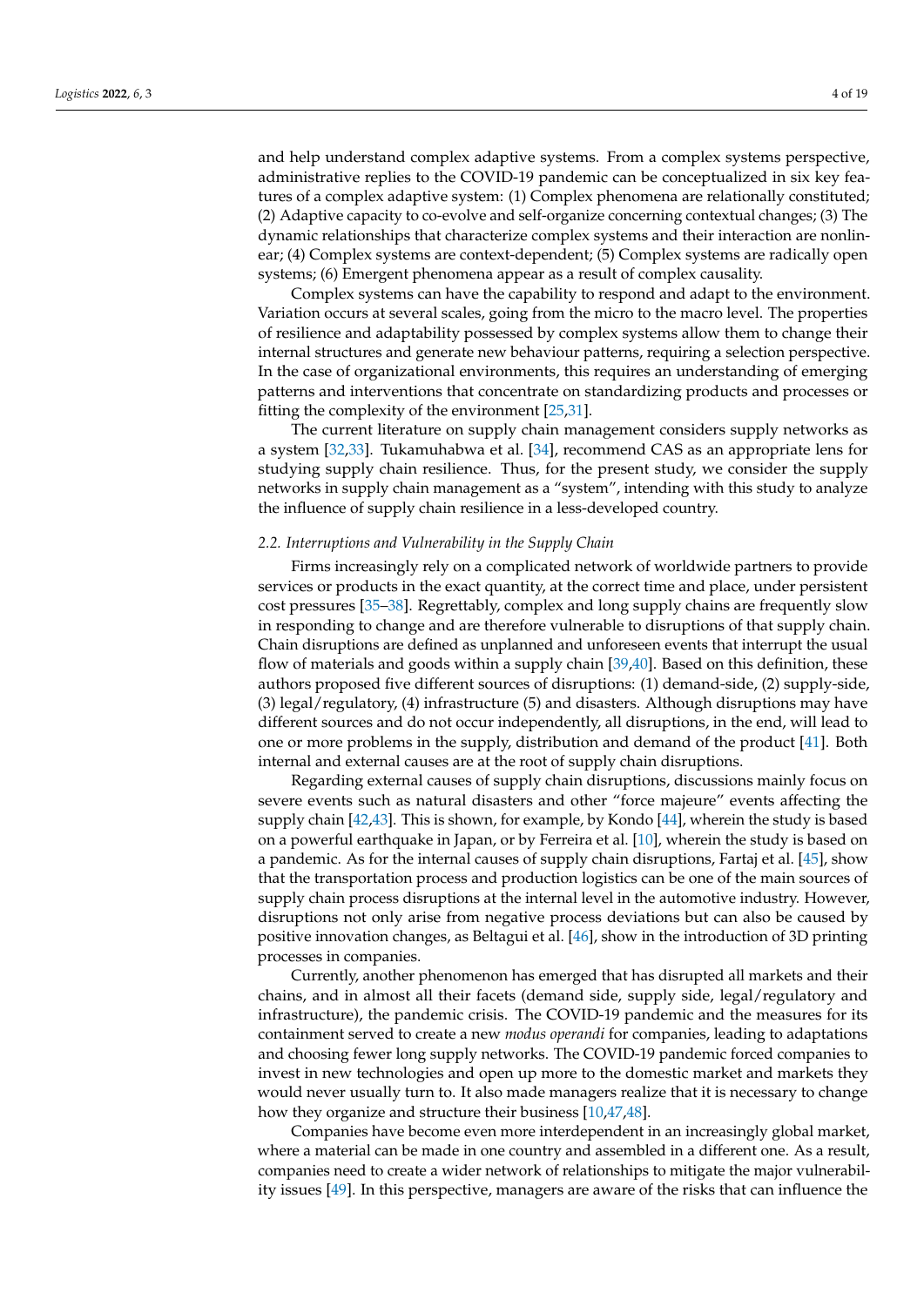and help understand complex adaptive systems. From a complex systems perspective, administrative replies to the COVID-19 pandemic can be conceptualized in six key features of a complex adaptive system: (1) Complex phenomena are relationally constituted; (2) Adaptive capacity to co-evolve and self-organize concerning contextual changes; (3) The dynamic relationships that characterize complex systems and their interaction are nonlinear; (4) Complex systems are context-dependent; (5) Complex systems are radically open systems; (6) Emergent phenomena appear as a result of complex causality.

Complex systems can have the capability to respond and adapt to the environment. Variation occurs at several scales, going from the micro to the macro level. The properties of resilience and adaptability possessed by complex systems allow them to change their internal structures and generate new behaviour patterns, requiring a selection perspective. In the case of organizational environments, this requires an understanding of emerging patterns and interventions that concentrate on standardizing products and processes or fitting the complexity of the environment [25,31].

The current literature on supply chain management considers supply networks as a system [32,33]. Tukamuhabwa et al. [34], recommend CAS as an appropriate lens for studying supply chain resilience. Thus, for the present study, we consider the supply networks in supply chain management as a "system", intending with this study to analyze the influence of supply chain resilience in a less-developed country.

*2.2. Interruptions and Vulnerability in the Supply Chain*

Firms increasingly rely on a complicated network of worldwide partners to provide services or products in the exact quantity, at the correct time and place, under persistent cost pressures [35–38]. Regrettably, complex and long supply chains are frequently slow in responding to change and are therefore vulnerable to disruptions of that supply chain. Chain disruptions are defined as unplanned and unforeseen events that interrupt the usual flow of materials and goods within a supply chain [39,40]. Based on this definition, these authors proposed five different sources of disruptions: (1) demand-side, (2) supply-side, (3) legal/regulatory, (4) infrastructure (5) and disasters. Although disruptions may have different sources and do not occur independently, all disruptions, in the end, will lead to one or more problems in the supply, distribution and demand of the product [41]. Both internal and external causes are at the root of supply chain disruptions.

Regarding external causes of supply chain disruptions, discussions mainly focus on severe events such as natural disasters and other "force majeure" events affecting the supply chain [42,43]. This is shown, for example, by Kondo [44], wherein the study is based on a powerful earthquake in Japan, or by Ferreira et al. [10], wherein the study is based on a pandemic. As for the internal causes of supply chain disruptions, Fartaj et al. [45], show that the transportation process and production logistics can be one of the main sources of supply chain process disruptions at the internal level in the automotive industry. However, disruptions not only arise from negative process deviations but can also be caused by positive innovation changes, as Beltagui et al. [46], show in the introduction of 3D printing processes in companies.

Currently, another phenomenon has emerged that has disrupted all markets and their chains, and in almost all their facets (demand side, supply side, legal/regulatory and infrastructure), the pandemic crisis. The COVID-19 pandemic and the measures for its containment served to create a new *modus operandi* for companies, leading to adaptations and choosing fewer long supply networks. The COVID-19 pandemic forced companies to invest in new technologies and open up more to the domestic market and markets they would never usually turn to. It also made managers realize that it is necessary to change how they organize and structure their business [10,47,48].

Companies have become even more interdependent in an increasingly global market, where a material can be made in one country and assembled in a different one. As a result, companies need to create a wider network of relationships to mitigate the major vulnerability issues [49]. In this perspective, managers are aware of the risks that can influence the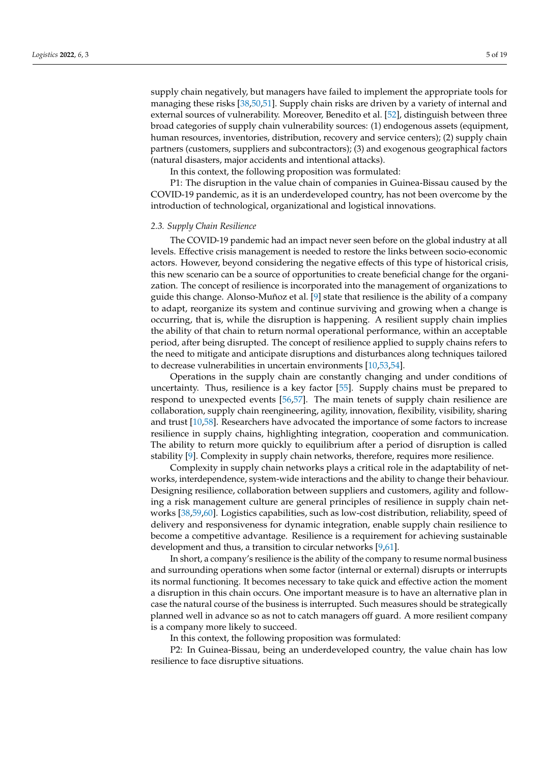supply chain negatively, but managers have failed to implement the appropriate tools for managing these risks [38,50,51]. Supply chain risks are driven by a variety of internal and external sources of vulnerability. Moreover, Benedito et al. [52], distinguish between three broad categories of supply chain vulnerability sources: (1) endogenous assets (equipment, human resources, inventories, distribution, recovery and service centers); (2) supply chain partners (customers, suppliers and subcontractors); (3) and exogenous geographical factors (natural disasters, major accidents and intentional attacks).

In this context, the following proposition was formulated:

P1: The disruption in the value chain of companies in Guinea-Bissau caused by the COVID-19 pandemic, as it is an underdeveloped country, has not been overcome by the introduction of technological, organizational and logistical innovations.

### *2.3. Supply Chain Resilience*

The COVID-19 pandemic had an impact never seen before on the global industry at all levels. Effective crisis management is needed to restore the links between socio-economic actors. However, beyond considering the negative effects of this type of historical crisis, this new scenario can be a source of opportunities to create beneficial change for the organization. The concept of resilience is incorporated into the management of organizations to guide this change. Alonso-Muñoz et al. [9] state that resilience is the ability of a company to adapt, reorganize its system and continue surviving and growing when a change is occurring, that is, while the disruption is happening. A resilient supply chain implies the ability of that chain to return normal operational performance, within an acceptable period, after being disrupted. The concept of resilience applied to supply chains refers to the need to mitigate and anticipate disruptions and disturbances along techniques tailored to decrease vulnerabilities in uncertain environments [10,53,54].

Operations in the supply chain are constantly changing and under conditions of uncertainty. Thus, resilience is a key factor [55]. Supply chains must be prepared to respond to unexpected events [56,57]. The main tenets of supply chain resilience are collaboration, supply chain reengineering, agility, innovation, flexibility, visibility, sharing and trust [10,58]. Researchers have advocated the importance of some factors to increase resilience in supply chains, highlighting integration, cooperation and communication. The ability to return more quickly to equilibrium after a period of disruption is called stability [9]. Complexity in supply chain networks, therefore, requires more resilience.

Complexity in supply chain networks plays a critical role in the adaptability of networks, interdependence, system-wide interactions and the ability to change their behaviour. Designing resilience, collaboration between suppliers and customers, agility and following a risk management culture are general principles of resilience in supply chain networks [38,59,60]. Logistics capabilities, such as low-cost distribution, reliability, speed of delivery and responsiveness for dynamic integration, enable supply chain resilience to become a competitive advantage. Resilience is a requirement for achieving sustainable development and thus, a transition to circular networks [9,61].

In short, a company's resilience is the ability of the company to resume normal business and surrounding operations when some factor (internal or external) disrupts or interrupts its normal functioning. It becomes necessary to take quick and effective action the moment a disruption in this chain occurs. One important measure is to have an alternative plan in case the natural course of the business is interrupted. Such measures should be strategically planned well in advance so as not to catch managers off guard. A more resilient company is a company more likely to succeed.

In this context, the following proposition was formulated:

P2: In Guinea-Bissau, being an underdeveloped country, the value chain has low resilience to face disruptive situations.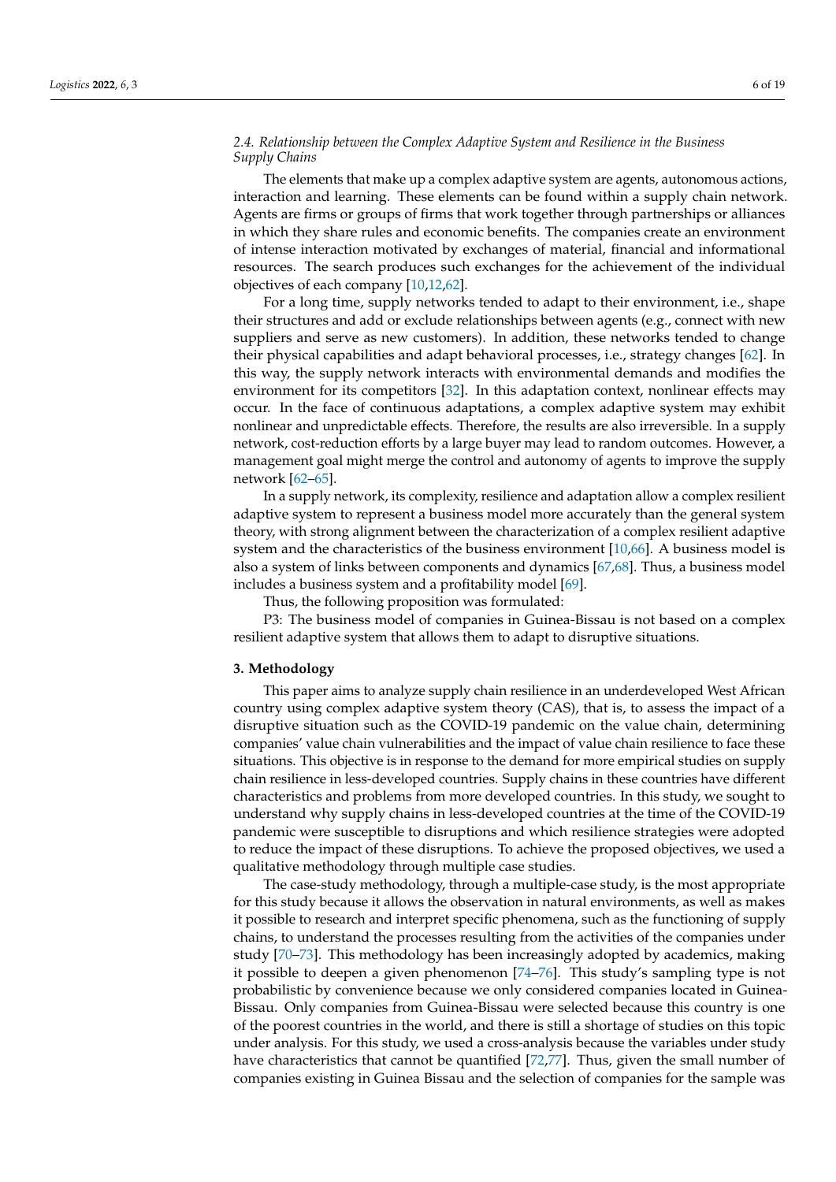### 2.4. Relationship between the Complex Adaptive System and Resilience in the Business Supply Chains

The elements that make up a complex adaptive system are agents, autonomous actions, interaction and learning. These elements can be found within a supply chain network. Agents are firms or groups of firms that work together through partnerships or alliances in which they share rules and economic benefits. The companies create an environment of intense interaction motivated by exchanges of material, financial and informational resources. The search produces such exchanges for the achievement of the individual objectives of each company [10,12,62].

For a long time, supply networks tended to adapt to their environment, i.e., shape their structures and add or exclude relationships between agents (e.g., connect with new suppliers and serve as new customers). In addition, these networks tended to change their physical capabilities and adapt behavioral processes, i.e., strategy changes [62]. In this way, the supply network interacts with environmental demands and modifies the environment for its competitors [32]. In this adaptation context, nonlinear effects may occur. In the face of continuous adaptations, a complex adaptive system may exhibit nonlinear and unpredictable effects. Therefore, the results are also irreversible. In a supply network, cost-reduction efforts by a large buyer may lead to random outcomes. However, a management goal might merge the control and autonomy of agents to improve the supply network [62–65].

In a supply network, its complexity, resilience and adaptation allow a complex resilient adaptive system to represent a business model more accurately than the general system theory, with strong alignment between the characterization of a complex resilient adaptive system and the characteristics of the business environment [10,66]. A business model is also a system of links between components and dynamics [67,68]. Thus, a business model includes a business system and a profitability model [69].

Thus, the following proposition was formulated:

P3: The business model of companies in Guinea-Bissau is not based on a complex resilient adaptive system that allows them to adapt to disruptive situations.

## 3. Methodology

This paper aims to analyze supply chain resilience in an underdeveloped West African country using complex adaptive system theory (CAS), that is, to assess the impact of a disruptive situation such as the COVID-19 pandemic on the value chain, determining companies' value chain vulnerabilities and the impact of value chain resilience to face these situations. This objective is in response to the demand for more empirical studies on supply chain resilience in less-developed countries. Supply chains in these countries have different characteristics and problems from more developed countries. In this study, we sought to understand why supply chains in less-developed countries at the time of the COVID-19 pandemic were susceptible to disruptions and which resilience strategies were adopted to reduce the impact of these disruptions. To achieve the proposed objectives, we used a qualitative methodology through multiple case studies.

The case-study methodology, through a multiple-case study, is the most appropriate for this study because it allows the observation in natural environments, as well as makes it possible to research and interpret specific phenomena, such as the functioning of supply chains, to understand the processes resulting from the activities of the companies under study [70–73]. This methodology has been increasingly adopted by academics, making it possible to deepen a given phenomenon [74–76]. This study's sampling type is not probabilistic by convenience because we only considered companies located in Guinea-Bissau. Only companies from Guinea-Bissau were selected because this country is one of the poorest countries in the world, and there is still a shortage of studies on this topic under analysis. For this study, we used a cross-analysis because the variables under study have characteristics that cannot be quantified [72,77]. Thus, given the small number of companies existing in Guinea Bissau and the selection of companies for the sample was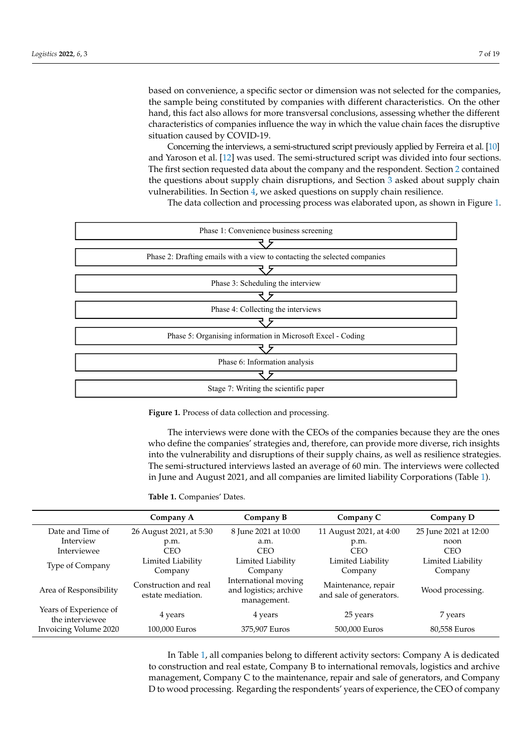based on convenience, a specific sector or dimension was not selected for the companies, the sample being constituted by companies with different characteristics. On the other hand, this fact also allows for more transversal conclusions, assessing whether the different characteristics of companies influence the way in which the value chain faces the disruptive situation caused by COVID-19.

Concerning the interviews, a semi-structured script previously applied by Ferreira et al. [10] and Yaroson et al. [12] was used. The semi-structured script was divided into four sections. The first section requested data about the company and the respondent. Section 2 contained the questions about supply chain disruptions, and Section 3 asked about supply chain vulnerabilities. In Section 4, we asked questions on supply chain resilience.

The data collection and processing process was elaborated upon, as shown in Figure 1.

Phase 1: Convenience business screening

↓

Phase 2: Drafting emails with a view to contacting the selected companies

↓

Phase 3: Scheduling the interview

↓

Phase 4: Collecting the interviews

↓

Phase 5: Organising information in Microsoft Excel - Coding

↓

Phase 6: Information analysis

↓

Stage 7: Writing the scientific paper

**Figure 1.** Process of data collection and processing.

The interviews were done with the CEOs of the companies because they are the ones who define the companies' strategies and, therefore, can provide more diverse, rich insights into the vulnerability and disruptions of their supply chains, as well as resilience strategies. The semi-structured interviews lasted an average of 60 min. The interviews were collected in June and August 2021, and all companies are limited liability Corporations (Table 1).

**Table 1.** Companies' Dates.

| | Company A | Company B | Company C | Company D |
|---|---|---|---|---|
| Date and Time of Interview | 26 August 2021, at 5:30 p.m. | 8 June 2021 at 10:00 a.m. | 11 August 2021, at 4:00 p.m. | 25 June 2021 at 12:00 noon |
| Interviewee | CEO | CEO | CEO | CEO |
| Type of Company | Limited Liability Company | Limited Liability Company | Limited Liability Company | Limited Liability Company |
| Area of Responsibility | Construction and real estate mediation. | International moving and logistics; archive management. | Maintenance, repair and sale of generators. | Wood processing. |
| Years of Experience of the interviewee | 4 years | 4 years | 25 years | 7 years |
| Invoicing Volume 2020 | 100,000 Euros | 375,907 Euros | 500,000 Euros | 80,558 Euros |

In Table 1, all companies belong to different activity sectors: Company A is dedicated to construction and real estate, Company B to international removals, logistics and archive management, Company C to the maintenance, repair and sale of generators, and Company D to wood processing. Regarding the respondents' years of experience, the CEO of company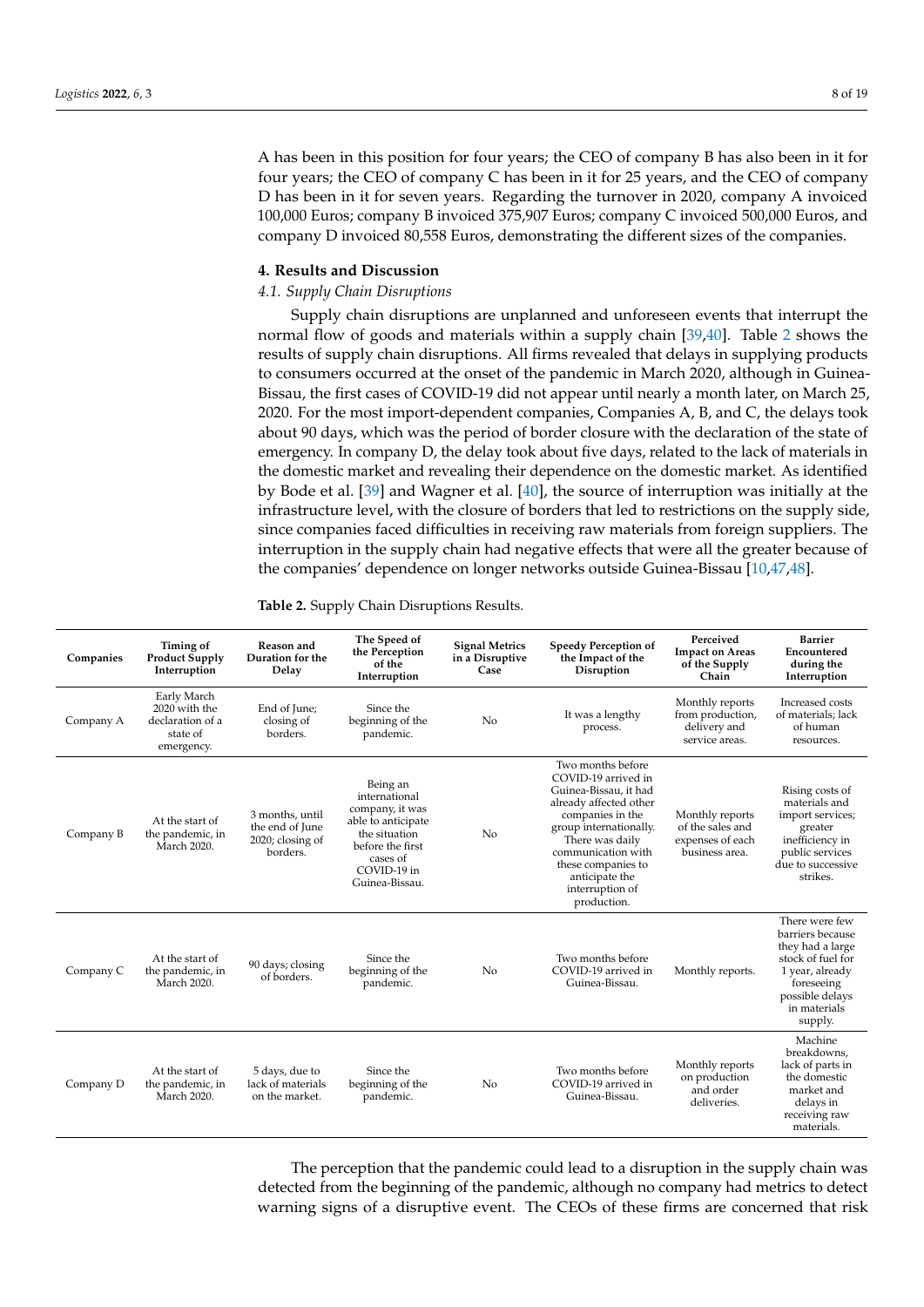A has been in this position for four years; the CEO of company B has also been in it for four years; the CEO of company C has been in it for 25 years, and the CEO of company D has been in it for seven years. Regarding the turnover in 2020, company A invoiced 100,000 Euros; company B invoiced 375,907 Euros; company C invoiced 500,000 Euros, and company D invoiced 80,558 Euros, demonstrating the different sizes of the companies.

## 4. Results and Discussion

### *4.1. Supply Chain Disruptions*

Supply chain disruptions are unplanned and unforeseen events that interrupt the normal flow of goods and materials within a supply chain [39,40]. Table 2 shows the results of supply chain disruptions. All firms revealed that delays in supplying products to consumers occurred at the onset of the pandemic in March 2020, although in Guinea-Bissau, the first cases of COVID-19 did not appear until nearly a month later, on March 25, 2020. For the most import-dependent companies, Companies A, B, and C, the delays took about 90 days, which was the period of border closure with the declaration of the state of emergency. In company D, the delay took about five days, related to the lack of materials in the domestic market and revealing their dependence on the domestic market. As identified by Bode et al. [39] and Wagner et al. [40], the source of interruption was initially at the infrastructure level, with the closure of borders that led to restrictions on the supply side, since companies faced difficulties in receiving raw materials from foreign suppliers. The interruption in the supply chain had negative effects that were all the greater because of the companies' dependence on longer networks outside Guinea-Bissau [10,47,48].

**Table 2.** Supply Chain Disruptions Results.

| Companies | Timing of Product Supply Interruption | Reason and Duration for the Delay | The Speed of the Perception of the Interruption | Signal Metrics in a Disruptive Case | Speedy Perception of the Impact of the Disruption | Perceived Impact on Areas of the Supply Chain | Barrier Encountered during the Interruption |
|---|---|---|---|---|---|---|---|
| Company A | Early March 2020 with the declaration of a state of emergency. | End of June; closing of borders. | Since the beginning of the pandemic. | No | It was a lengthy process. | Monthly reports from production, delivery and service areas. | Increased costs of materials; lack of human resources. |
| Company B | At the start of the pandemic, in March 2020. | 3 months, until the end of June 2020; closing of borders. | Being an international company, it was able to anticipate the situation before the first cases of COVID-19 in Guinea-Bissau. | No | Two months before COVID-19 arrived in Guinea-Bissau, it had already affected other companies in the group internationally. There was daily communication with these companies to anticipate the interruption of production. | Monthly reports of the sales and expenses of each business area. | Rising costs of materials and import services; greater inefficiency in public services due to successive strikes. |
| Company C | At the start of the pandemic, in March 2020. | 90 days; closing of borders. | Since the beginning of the pandemic. | No | Two months before COVID-19 arrived in Guinea-Bissau. | Monthly reports. | There were few barriers because they had a large stock of fuel for 1 year, already foreseeing possible delays in materials supply. |
| Company D | At the start of the pandemic, in March 2020. | 5 days, due to lack of materials on the market. | Since the beginning of the pandemic. | No | Two months before COVID-19 arrived in Guinea-Bissau. | Monthly reports on production and order deliveries. | Machine breakdowns, lack of parts in the domestic market and delays in receiving raw materials. |

The perception that the pandemic could lead to a disruption in the supply chain was detected from the beginning of the pandemic, although no company had metrics to detect warning signs of a disruptive event. The CEOs of these firms are concerned that risk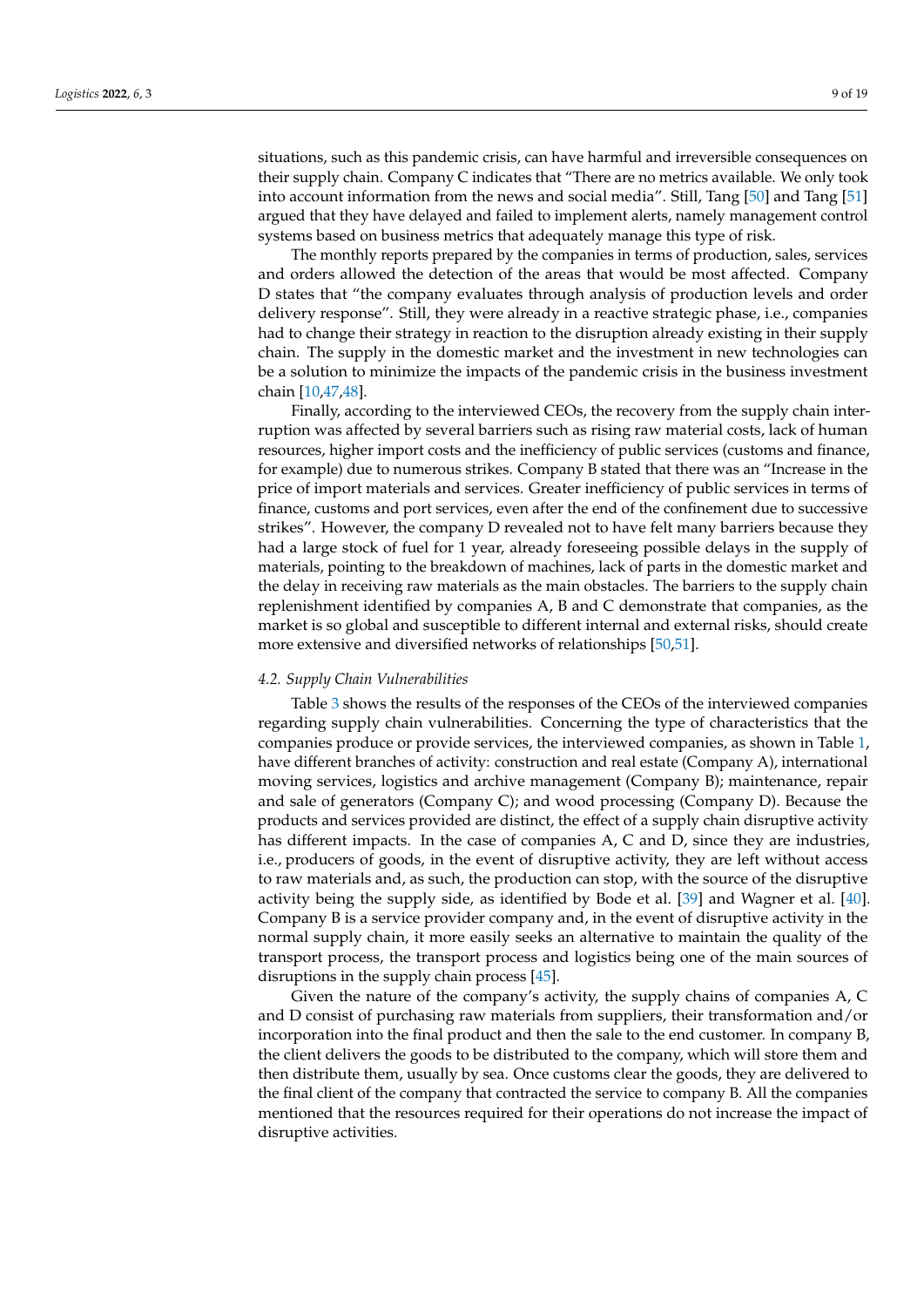situations, such as this pandemic crisis, can have harmful and irreversible consequences on their supply chain. Company C indicates that "There are no metrics available. We only took into account information from the news and social media". Still, Tang [50] and Tang [51] argued that they have delayed and failed to implement alerts, namely management control systems based on business metrics that adequately manage this type of risk.

The monthly reports prepared by the companies in terms of production, sales, services and orders allowed the detection of the areas that would be most affected. Company D states that "the company evaluates through analysis of production levels and order delivery response". Still, they were already in a reactive strategic phase, i.e., companies had to change their strategy in reaction to the disruption already existing in their supply chain. The supply in the domestic market and the investment in new technologies can be a solution to minimize the impacts of the pandemic crisis in the business investment chain [10,47,48].

Finally, according to the interviewed CEOs, the recovery from the supply chain interruption was affected by several barriers such as rising raw material costs, lack of human resources, higher import costs and the inefficiency of public services (customs and finance, for example) due to numerous strikes. Company B stated that there was an "Increase in the price of import materials and services. Greater inefficiency of public services in terms of finance, customs and port services, even after the end of the confinement due to successive strikes". However, the company D revealed not to have felt many barriers because they had a large stock of fuel for 1 year, already foreseeing possible delays in the supply of materials, pointing to the breakdown of machines, lack of parts in the domestic market and the delay in receiving raw materials as the main obstacles. The barriers to the supply chain replenishment identified by companies A, B and C demonstrate that companies, as the market is so global and susceptible to different internal and external risks, should create more extensive and diversified networks of relationships [50,51].

### *4.2. Supply Chain Vulnerabilities*

Table 3 shows the results of the responses of the CEOs of the interviewed companies regarding supply chain vulnerabilities. Concerning the type of characteristics that the companies produce or provide services, the interviewed companies, as shown in Table 1, have different branches of activity: construction and real estate (Company A), international moving services, logistics and archive management (Company B); maintenance, repair and sale of generators (Company C); and wood processing (Company D). Because the products and services provided are distinct, the effect of a supply chain disruptive activity has different impacts. In the case of companies A, C and D, since they are industries, i.e., producers of goods, in the event of disruptive activity, they are left without access to raw materials and, as such, the production can stop, with the source of the disruptive activity being the supply side, as identified by Bode et al. [39] and Wagner et al. [40]. Company B is a service provider company and, in the event of disruptive activity in the normal supply chain, it more easily seeks an alternative to maintain the quality of the transport process, the transport process and logistics being one of the main sources of disruptions in the supply chain process [45].

Given the nature of the company's activity, the supply chains of companies A, C and D consist of purchasing raw materials from suppliers, their transformation and/or incorporation into the final product and then the sale to the end customer. In company B, the client delivers the goods to be distributed to the company, which will store them and then distribute them, usually by sea. Once customs clear the goods, they are delivered to the final client of the company that contracted the service to company B. All the companies mentioned that the resources required for their operations do not increase the impact of disruptive activities.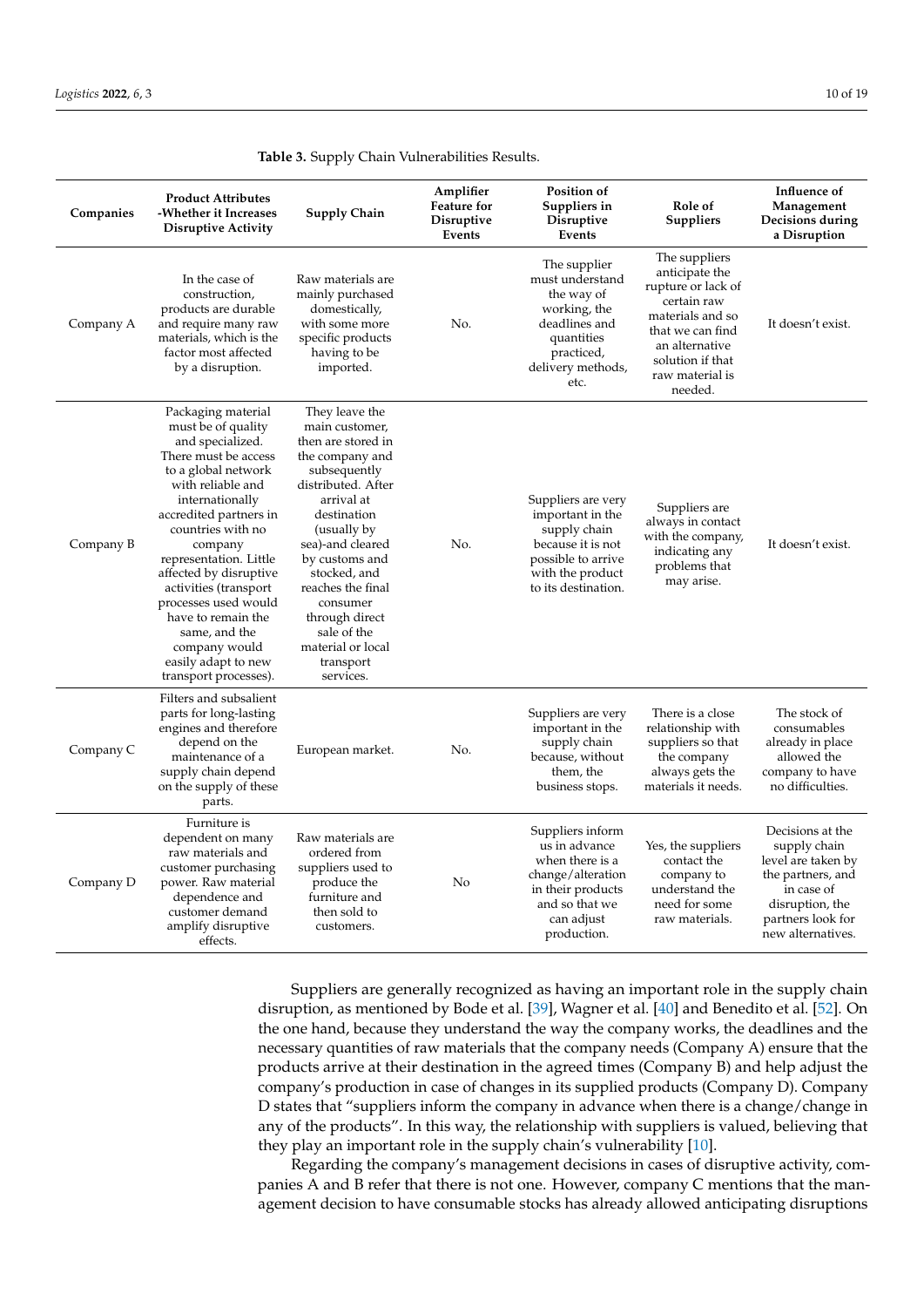**Table 3.** Supply Chain Vulnerabilities Results.

| Companies | Product Attributes -Whether it Increases Disruptive Activity | Supply Chain | Amplifier Feature for Disruptive Events | Position of Suppliers in Disruptive Events | Role of Suppliers | Influence of Management Decisions during a Disruption |
|---|---|---|---|---|---|---|
| Company A | In the case of construction, products are durable and require many raw materials, which is the factor most affected by a disruption. | Raw materials are mainly purchased domestically, with some more specific products having to be imported. | No. | The supplier must understand the way of working, the deadlines and quantities practiced, delivery methods, etc. | The suppliers anticipate the rupture or lack of certain raw materials and so that we can find an alternative solution if that raw material is needed. | It doesn't exist. |
| Company B | Packaging material must be of quality and specialized. There must be access to a global network with reliable and internationally accredited partners in countries with no company representation. Little affected by disruptive activities (transport processes used would have to remain the same, and the company would easily adapt to new transport processes). | They leave the main customer, then are stored in the company and subsequently distributed. After arrival at destination (usually by sea)-and cleared by customs and stocked, and reaches the final consumer through direct sale of the material or local transport services. | No. | Suppliers are very important in the supply chain because it is not possible to arrive with the product to its destination. | Suppliers are always in contact with the company, indicating any problems that may arise. | It doesn't exist. |
| Company C | Filters and subsalient parts for long-lasting engines and therefore depend on the maintenance of a supply chain depend on the supply of these parts. | European market. | No. | Suppliers are very important in the supply chain because, without them, the business stops. | There is a close relationship with suppliers so that the company always gets the materials it needs. | The stock of consumables already in place allowed the company to have no difficulties. |
| Company D | Furniture is dependent on many raw materials and customer purchasing power. Raw material dependence and customer demand amplify disruptive effects. | Raw materials are ordered from suppliers used to produce the furniture and then sold to customers. | No | Suppliers inform us in advance when there is a change/alteration in their products and so that we can adjust production. | Yes, the suppliers contact the company to understand the need for some raw materials. | Decisions at the supply chain level are taken by the partners, and in case of disruption, the partners look for new alternatives. |

Suppliers are generally recognized as having an important role in the supply chain disruption, as mentioned by Bode et al. [39], Wagner et al. [40] and Benedito et al. [52]. On the one hand, because they understand the way the company works, the deadlines and the necessary quantities of raw materials that the company needs (Company A) ensure that the products arrive at their destination in the agreed times (Company B) and help adjust the company's production in case of changes in its supplied products (Company D). Company D states that "suppliers inform the company in advance when there is a change/change in any of the products". In this way, the relationship with suppliers is valued, believing that they play an important role in the supply chain's vulnerability [10].

Regarding the company's management decisions in cases of disruptive activity, companies A and B refer that there is not one. However, company C mentions that the management decision to have consumable stocks has already allowed anticipating disruptions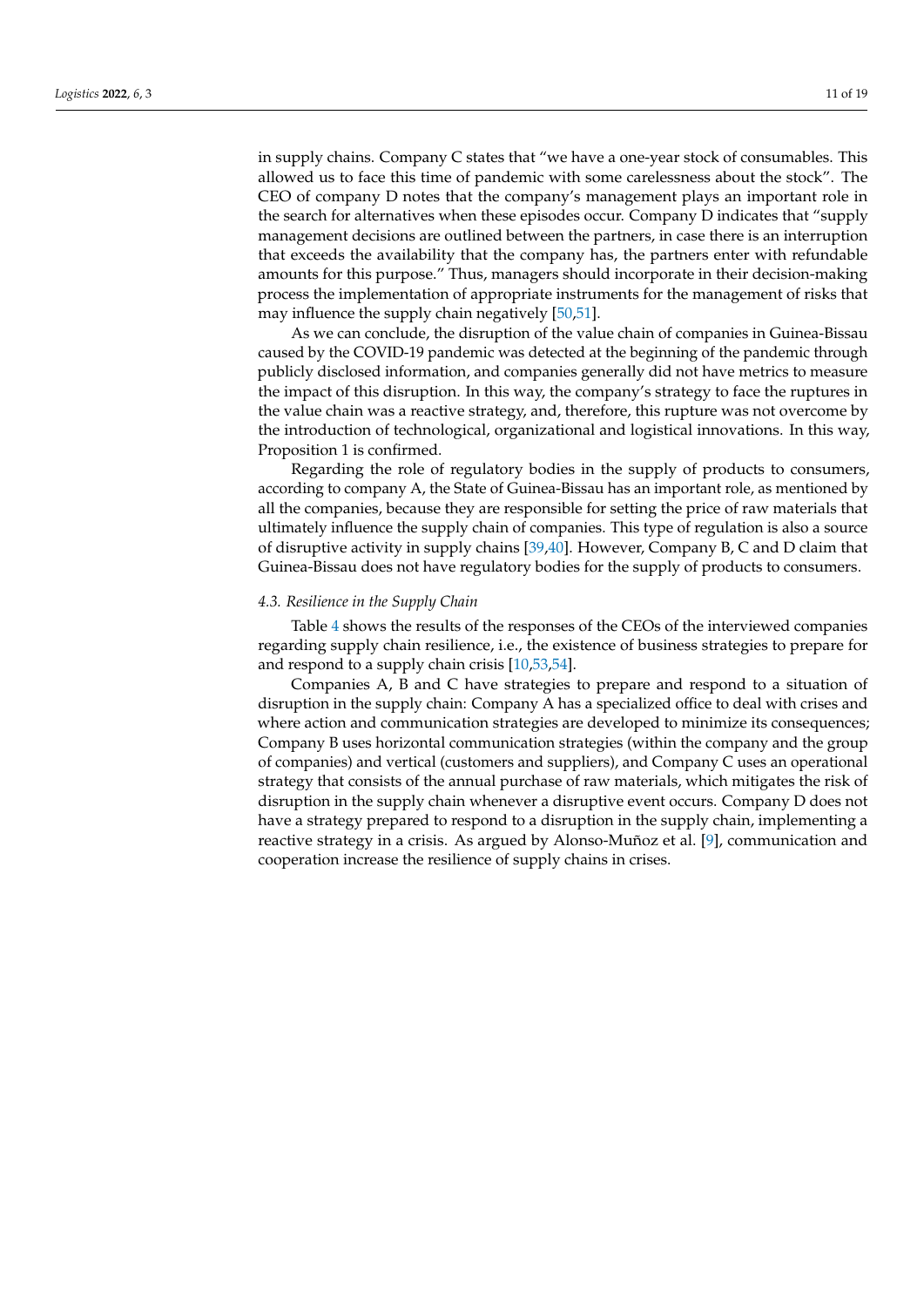in supply chains. Company C states that "we have a one-year stock of consumables. This allowed us to face this time of pandemic with some carelessness about the stock". The CEO of company D notes that the company's management plays an important role in the search for alternatives when these episodes occur. Company D indicates that "supply management decisions are outlined between the partners, in case there is an interruption that exceeds the availability that the company has, the partners enter with refundable amounts for this purpose." Thus, managers should incorporate in their decision-making process the implementation of appropriate instruments for the management of risks that may influence the supply chain negatively [50,51].

As we can conclude, the disruption of the value chain of companies in Guinea-Bissau caused by the COVID-19 pandemic was detected at the beginning of the pandemic through publicly disclosed information, and companies generally did not have metrics to measure the impact of this disruption. In this way, the company's strategy to face the ruptures in the value chain was a reactive strategy, and, therefore, this rupture was not overcome by the introduction of technological, organizational and logistical innovations. In this way, Proposition 1 is confirmed.

Regarding the role of regulatory bodies in the supply of products to consumers, according to company A, the State of Guinea-Bissau has an important role, as mentioned by all the companies, because they are responsible for setting the price of raw materials that ultimately influence the supply chain of companies. This type of regulation is also a source of disruptive activity in supply chains [39,40]. However, Company B, C and D claim that Guinea-Bissau does not have regulatory bodies for the supply of products to consumers.

### 4.3. Resilience in the Supply Chain

Table 4 shows the results of the responses of the CEOs of the interviewed companies regarding supply chain resilience, i.e., the existence of business strategies to prepare for and respond to a supply chain crisis [10,53,54].

Companies A, B and C have strategies to prepare and respond to a situation of disruption in the supply chain: Company A has a specialized office to deal with crises and where action and communication strategies are developed to minimize its consequences; Company B uses horizontal communication strategies (within the company and the group of companies) and vertical (customers and suppliers), and Company C uses an operational strategy that consists of the annual purchase of raw materials, which mitigates the risk of disruption in the supply chain whenever a disruptive event occurs. Company D does not have a strategy prepared to respond to a disruption in the supply chain, implementing a reactive strategy in a crisis. As argued by Alonso-Muñoz et al. [9], communication and cooperation increase the resilience of supply chains in crises.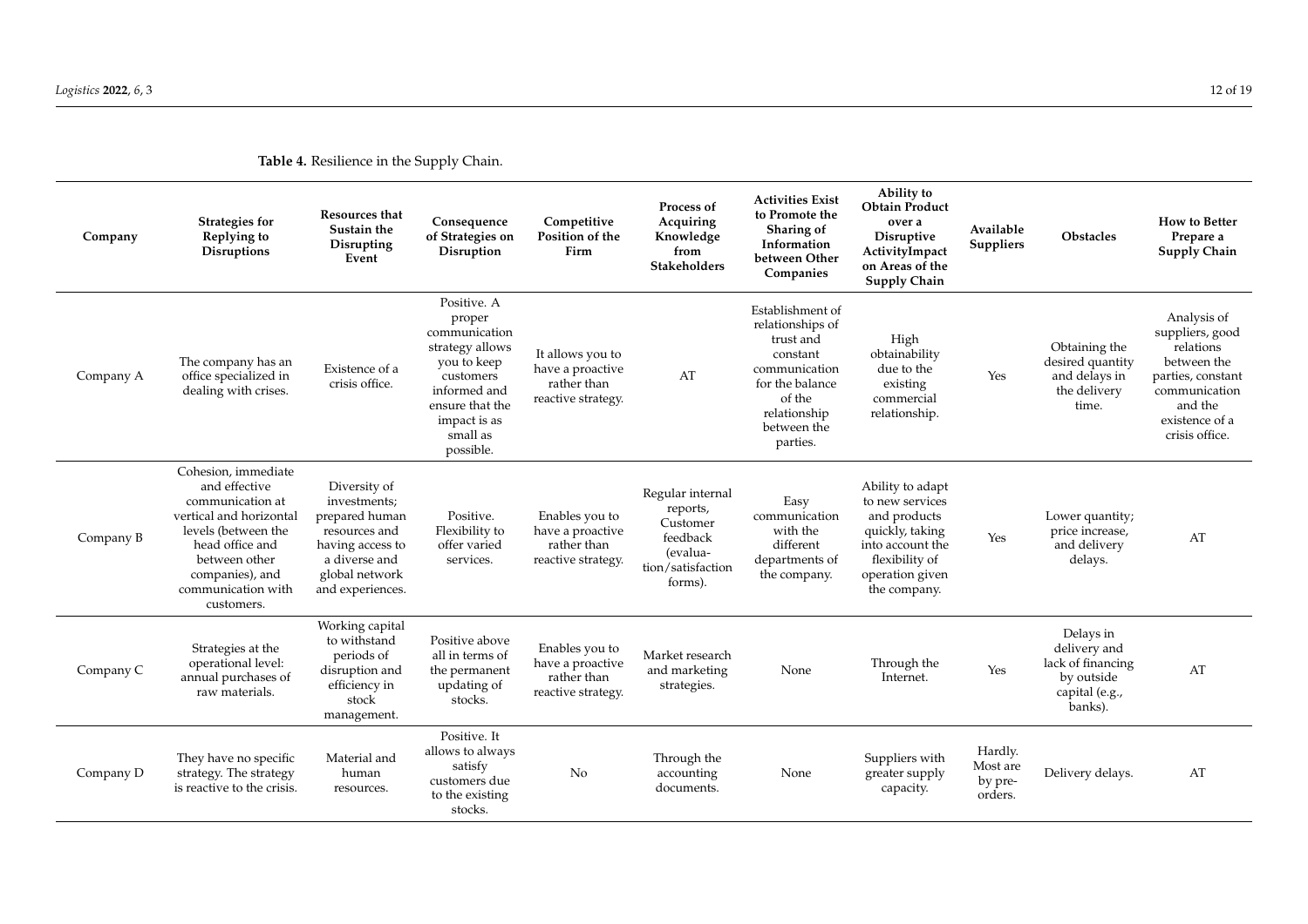**Table 4.** Resilience in the Supply Chain.

| Company | Strategies for Replying to Disruptions | Resources that Sustain the Disrupting Event | Consequence of Strategies on Disruption | Competitive Position of the Firm | Process of Acquiring Knowledge from Stakeholders | Activities Exist to Promote the Sharing of Information between Other Companies | Ability to Obtain Product over a Disruptive ActivityImpact on Areas of the Supply Chain | Available Suppliers | Obstacles | How to Better Prepare a Supply Chain |
|---|---|---|---|---|---|---|---|---|---|---|
| Company A | The company has an office specialized in dealing with crises. | Existence of a crisis office. | Positive. A proper communication strategy allows you to keep customers informed and ensure that the impact is as small as possible. | It allows you to have a proactive rather than reactive strategy. | AT | Establishment of relationships of trust and constant communication for the balance of the relationship between the parties. | High obtainability due to the existing commercial relationship. | Yes | Obtaining the desired quantity and delays in the delivery time. | Analysis of suppliers, good relations between the parties, constant communication and the existence of a crisis office. |
| Company B | Cohesion, immediate and effective communication at vertical and horizontal levels (between the head office and between other companies), and communication with customers. | Diversity of investments; prepared human resources and having access to a diverse and global network and experiences. | Positive. Flexibility to offer varied services. | Enables you to have a proactive rather than reactive strategy. | Regular internal reports, Customer feedback (evaluation/satisfaction forms). | Easy communication with the different departments of the company. | Ability to adapt to new services and products quickly, taking into account the flexibility of operation given the company. | Yes | Lower quantity; price increase, and delivery delays. | AT |
| Company C | Strategies at the operational level: annual purchases of raw materials. | Working capital to withstand periods of disruption and efficiency in stock management. | Positive above all in terms of the permanent updating of stocks. | Enables you to have a proactive rather than reactive strategy. | Market research and marketing strategies. | None | Through the Internet. | Yes | Delays in delivery and lack of financing by outside capital (e.g., banks). | AT |
| Company D | They have no specific strategy. The strategy is reactive to the crisis. | Material and human resources. | Positive. It allows to always satisfy customers due to the existing stocks. | No | Through the accounting documents. | None | Suppliers with greater supply capacity. | Hardly. Most are by pre-orders. | Delivery delays. | AT |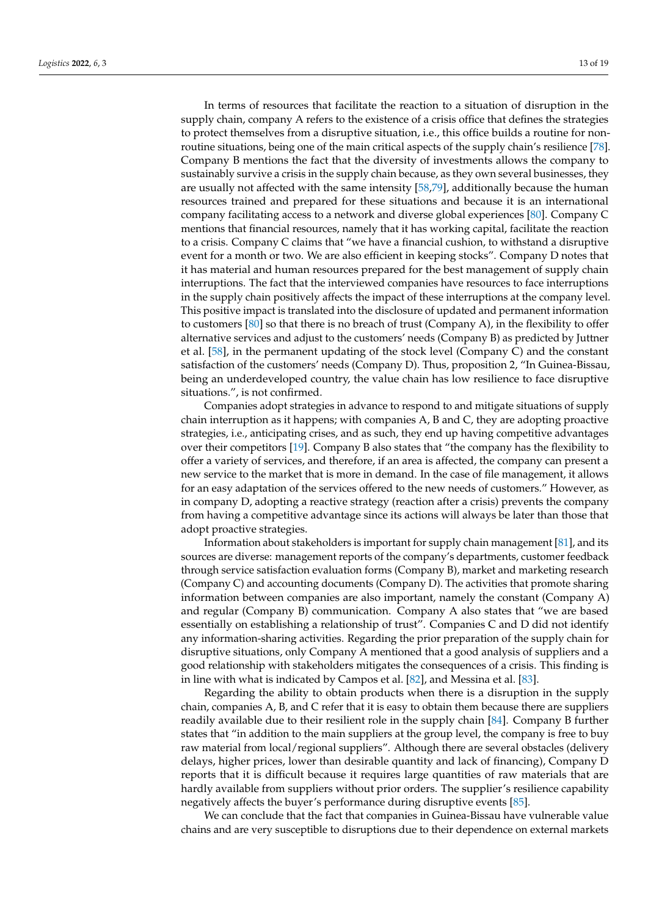In terms of resources that facilitate the reaction to a situation of disruption in the supply chain, company A refers to the existence of a crisis office that defines the strategies to protect themselves from a disruptive situation, i.e., this office builds a routine for non-routine situations, being one of the main critical aspects of the supply chain's resilience [78]. Company B mentions the fact that the diversity of investments allows the company to sustainably survive a crisis in the supply chain because, as they own several businesses, they are usually not affected with the same intensity [58,79], additionally because the human resources trained and prepared for these situations and because it is an international company facilitating access to a network and diverse global experiences [80]. Company C mentions that financial resources, namely that it has working capital, facilitate the reaction to a crisis. Company C claims that "we have a financial cushion, to withstand a disruptive event for a month or two. We are also efficient in keeping stocks". Company D notes that it has material and human resources prepared for the best management of supply chain interruptions. The fact that the interviewed companies have resources to face interruptions in the supply chain positively affects the impact of these interruptions at the company level. This positive impact is translated into the disclosure of updated and permanent information to customers [80] so that there is no breach of trust (Company A), in the flexibility to offer alternative services and adjust to the customers' needs (Company B) as predicted by Juttner et al. [58], in the permanent updating of the stock level (Company C) and the constant satisfaction of the customers' needs (Company D). Thus, proposition 2, "In Guinea-Bissau, being an underdeveloped country, the value chain has low resilience to face disruptive situations.", is not confirmed.

Companies adopt strategies in advance to respond to and mitigate situations of supply chain interruption as it happens; with companies A, B and C, they are adopting proactive strategies, i.e., anticipating crises, and as such, they end up having competitive advantages over their competitors [19]. Company B also states that "the company has the flexibility to offer a variety of services, and therefore, if an area is affected, the company can present a new service to the market that is more in demand. In the case of file management, it allows for an easy adaptation of the services offered to the new needs of customers." However, as in company D, adopting a reactive strategy (reaction after a crisis) prevents the company from having a competitive advantage since its actions will always be later than those that adopt proactive strategies.

Information about stakeholders is important for supply chain management [81], and its sources are diverse: management reports of the company's departments, customer feedback through service satisfaction evaluation forms (Company B), market and marketing research (Company C) and accounting documents (Company D). The activities that promote sharing information between companies are also important, namely the constant (Company A) and regular (Company B) communication. Company A also states that "we are based essentially on establishing a relationship of trust". Companies C and D did not identify any information-sharing activities. Regarding the prior preparation of the supply chain for disruptive situations, only Company A mentioned that a good analysis of suppliers and a good relationship with stakeholders mitigates the consequences of a crisis. This finding is in line with what is indicated by Campos et al. [82], and Messina et al. [83].

Regarding the ability to obtain products when there is a disruption in the supply chain, companies A, B, and C refer that it is easy to obtain them because there are suppliers readily available due to their resilient role in the supply chain [84]. Company B further states that "in addition to the main suppliers at the group level, the company is free to buy raw material from local/regional suppliers". Although there are several obstacles (delivery delays, higher prices, lower than desirable quantity and lack of financing), Company D reports that it is difficult because it requires large quantities of raw materials that are hardly available from suppliers without prior orders. The supplier's resilience capability negatively affects the buyer's performance during disruptive events [85].

We can conclude that the fact that companies in Guinea-Bissau have vulnerable value chains and are very susceptible to disruptions due to their dependence on external markets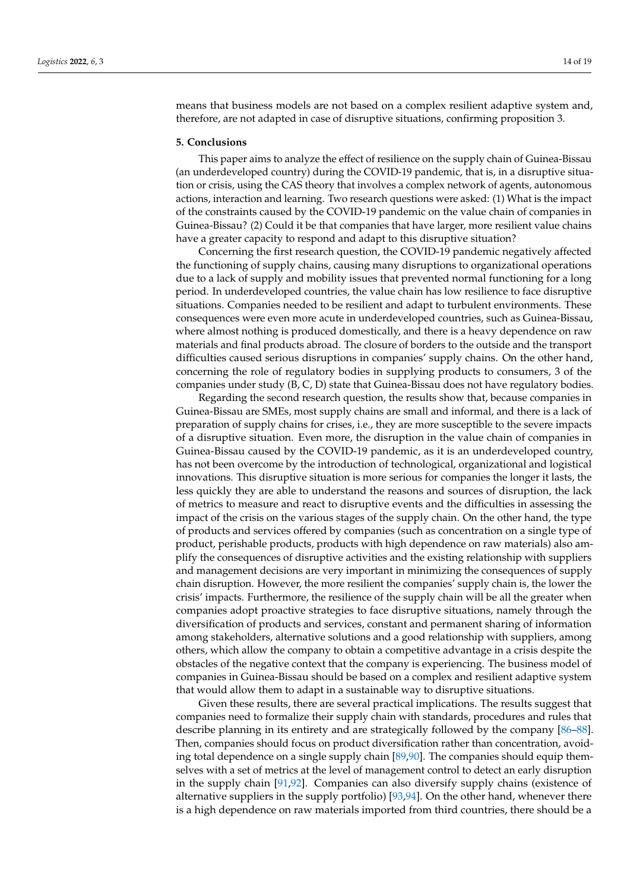means that business models are not based on a complex resilient adaptive system and, therefore, are not adapted in case of disruptive situations, confirming proposition 3.

## 5. Conclusions

This paper aims to analyze the effect of resilience on the supply chain of Guinea-Bissau (an underdeveloped country) during the COVID-19 pandemic, that is, in a disruptive situation or crisis, using the CAS theory that involves a complex network of agents, autonomous actions, interaction and learning. Two research questions were asked: (1) What is the impact of the constraints caused by the COVID-19 pandemic on the value chain of companies in Guinea-Bissau? (2) Could it be that companies that have larger, more resilient value chains have a greater capacity to respond and adapt to this disruptive situation?

Concerning the first research question, the COVID-19 pandemic negatively affected the functioning of supply chains, causing many disruptions to organizational operations due to a lack of supply and mobility issues that prevented normal functioning for a long period. In underdeveloped countries, the value chain has low resilience to face disruptive situations. Companies needed to be resilient and adapt to turbulent environments. These consequences were even more acute in underdeveloped countries, such as Guinea-Bissau, where almost nothing is produced domestically, and there is a heavy dependence on raw materials and final products abroad. The closure of borders to the outside and the transport difficulties caused serious disruptions in companies' supply chains. On the other hand, concerning the role of regulatory bodies in supplying products to consumers, 3 of the companies under study (B, C, D) state that Guinea-Bissau does not have regulatory bodies.

Regarding the second research question, the results show that, because companies in Guinea-Bissau are SMEs, most supply chains are small and informal, and there is a lack of preparation of supply chains for crises, i.e., they are more susceptible to the severe impacts of a disruptive situation. Even more, the disruption in the value chain of companies in Guinea-Bissau caused by the COVID-19 pandemic, as it is an underdeveloped country, has not been overcome by the introduction of technological, organizational and logistical innovations. This disruptive situation is more serious for companies the longer it lasts, the less quickly they are able to understand the reasons and sources of disruption, the lack of metrics to measure and react to disruptive events and the difficulties in assessing the impact of the crisis on the various stages of the supply chain. On the other hand, the type of products and services offered by companies (such as concentration on a single type of product, perishable products, products with high dependence on raw materials) also amplify the consequences of disruptive activities and the existing relationship with suppliers and management decisions are very important in minimizing the consequences of supply chain disruption. However, the more resilient the companies' supply chain is, the lower the crisis' impacts. Furthermore, the resilience of the supply chain will be all the greater when companies adopt proactive strategies to face disruptive situations, namely through the diversification of products and services, constant and permanent sharing of information among stakeholders, alternative solutions and a good relationship with suppliers, among others, which allow the company to obtain a competitive advantage in a crisis despite the obstacles of the negative context that the company is experiencing. The business model of companies in Guinea-Bissau should be based on a complex and resilient adaptive system that would allow them to adapt in a sustainable way to disruptive situations.

Given these results, there are several practical implications. The results suggest that companies need to formalize their supply chain with standards, procedures and rules that describe planning in its entirety and are strategically followed by the company [86–88]. Then, companies should focus on product diversification rather than concentration, avoiding total dependence on a single supply chain [89,90]. The companies should equip themselves with a set of metrics at the level of management control to detect an early disruption in the supply chain [91,92]. Companies can also diversify supply chains (existence of alternative suppliers in the supply portfolio) [93,94]. On the other hand, whenever there is a high dependence on raw materials imported from third countries, there should be a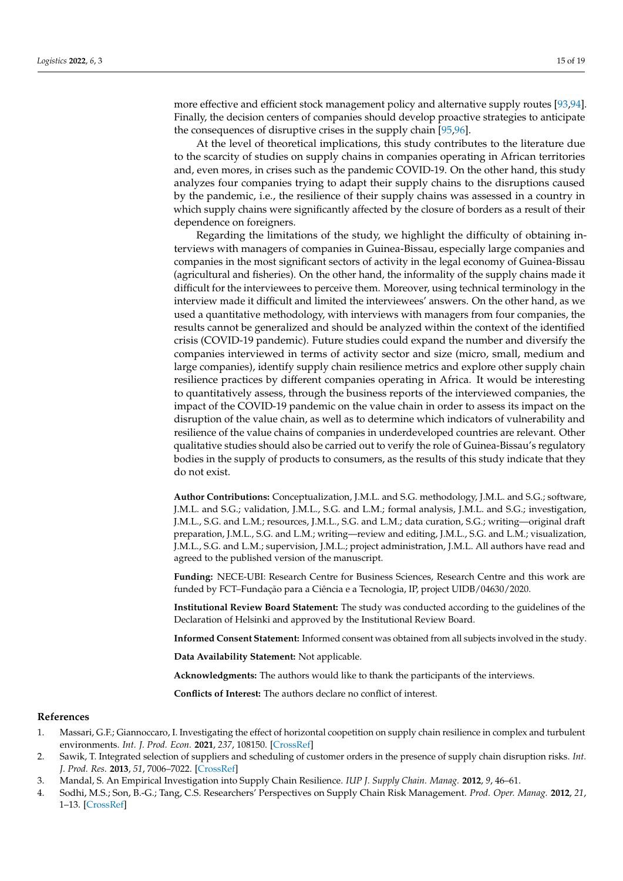more effective and efficient stock management policy and alternative supply routes [93,94]. Finally, the decision centers of companies should develop proactive strategies to anticipate the consequences of disruptive crises in the supply chain [95,96].

At the level of theoretical implications, this study contributes to the literature due to the scarcity of studies on supply chains in companies operating in African territories and, even mores, in crises such as the pandemic COVID-19. On the other hand, this study analyzes four companies trying to adapt their supply chains to the disruptions caused by the pandemic, i.e., the resilience of their supply chains was assessed in a country in which supply chains were significantly affected by the closure of borders as a result of their dependence on foreigners.

Regarding the limitations of the study, we highlight the difficulty of obtaining interviews with managers of companies in Guinea-Bissau, especially large companies and companies in the most significant sectors of activity in the legal economy of Guinea-Bissau (agricultural and fisheries). On the other hand, the informality of the supply chains made it difficult for the interviewees to perceive them. Moreover, using technical terminology in the interview made it difficult and limited the interviewees' answers. On the other hand, as we used a quantitative methodology, with interviews with managers from four companies, the results cannot be generalized and should be analyzed within the context of the identified crisis (COVID-19 pandemic). Future studies could expand the number and diversify the companies interviewed in terms of activity sector and size (micro, small, medium and large companies), identify supply chain resilience metrics and explore other supply chain resilience practices by different companies operating in Africa. It would be interesting to quantitatively assess, through the business reports of the interviewed companies, the impact of the COVID-19 pandemic on the value chain in order to assess its impact on the disruption of the value chain, as well as to determine which indicators of vulnerability and resilience of the value chains of companies in underdeveloped countries are relevant. Other qualitative studies should also be carried out to verify the role of Guinea-Bissau's regulatory bodies in the supply of products to consumers, as the results of this study indicate that they do not exist.

**Author Contributions:** Conceptualization, J.M.L. and S.G. methodology, J.M.L. and S.G.; software, J.M.L. and S.G.; validation, J.M.L., S.G. and L.M.; formal analysis, J.M.L. and S.G.; investigation, J.M.L., S.G. and L.M.; resources, J.M.L., S.G. and L.M.; data curation, S.G.; writing—original draft preparation, J.M.L., S.G. and L.M.; writing—review and editing, J.M.L., S.G. and L.M.; visualization, J.M.L., S.G. and L.M.; supervision, J.M.L.; project administration, J.M.L. All authors have read and agreed to the published version of the manuscript.

**Funding:** NECE-UBI: Research Centre for Business Sciences, Research Centre and this work are funded by FCT–Fundação para a Ciência e a Tecnologia, IP, project UIDB/04630/2020.

**Institutional Review Board Statement:** The study was conducted according to the guidelines of the Declaration of Helsinki and approved by the Institutional Review Board.

**Informed Consent Statement:** Informed consent was obtained from all subjects involved in the study.

**Data Availability Statement:** Not applicable.

**Acknowledgments:** The authors would like to thank the participants of the interviews.

**Conflicts of Interest:** The authors declare no conflict of interest.

## References

1. Massari, G.F.; Giannoccaro, I. Investigating the effect of horizontal coopetition on supply chain resilience in complex and turbulent environments. *Int. J. Prod. Econ.* **2021**, *237*, 108150. [CrossRef]
2. Sawik, T. Integrated selection of suppliers and scheduling of customer orders in the presence of supply chain disruption risks. *Int. J. Prod. Res.* **2013**, *51*, 7006–7022. [CrossRef]
3. Mandal, S. An Empirical Investigation into Supply Chain Resilience. *IUP J. Supply Chain. Manag.* **2012**, *9*, 46–61.
4. Sodhi, M.S.; Son, B.-G.; Tang, C.S. Researchers' Perspectives on Supply Chain Risk Management. *Prod. Oper. Manag.* **2012**, *21*, 1–13. [CrossRef]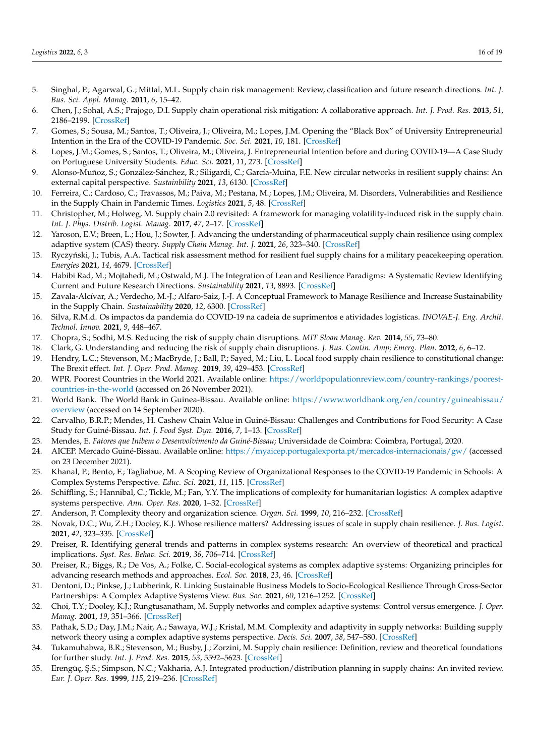5. Singhal, P.; Agarwal, G.; Mittal, M.L. Supply chain risk management: Review, classification and future research directions. *Int. J. Bus. Sci. Appl. Manag.* **2011**, *6*, 15–42.
6. Chen, J.; Sohal, A.S.; Prajogo, D.I. Supply chain operational risk mitigation: A collaborative approach. *Int. J. Prod. Res.* **2013**, *51*, 2186–2199. [CrossRef]
7. Gomes, S.; Sousa, M.; Santos, T.; Oliveira, J.; Oliveira, M.; Lopes, J.M. Opening the "Black Box" of University Entrepreneurial Intention in the Era of the COVID-19 Pandemic. *Soc. Sci.* **2021**, *10*, 181. [CrossRef]
8. Lopes, J.M.; Gomes, S.; Santos, T.; Oliveira, M.; Oliveira, J. Entrepreneurial Intention before and during COVID-19—A Case Study on Portuguese University Students. *Educ. Sci.* **2021**, *11*, 273. [CrossRef]
9. Alonso-Muñoz, S.; González-Sánchez, R.; Siligardi, C.; García-Muiña, F.E. New circular networks in resilient supply chains: An external capital perspective. *Sustainability* **2021**, *13*, 6130. [CrossRef]
10. Ferreira, C.; Cardoso, C.; Travassos, M.; Paiva, M.; Pestana, M.; Lopes, J.M.; Oliveira, M. Disorders, Vulnerabilities and Resilience in the Supply Chain in Pandemic Times. *Logistics* **2021**, *5*, 48. [CrossRef]
11. Christopher, M.; Holweg, M. Supply chain 2.0 revisited: A framework for managing volatility-induced risk in the supply chain. *Int. J. Phys. Distrib. Logist. Manag.* **2017**, *47*, 2–17. [CrossRef]
12. Yaroson, E.V.; Breen, L.; Hou, J.; Sowter, J. Advancing the understanding of pharmaceutical supply chain resilience using complex adaptive system (CAS) theory. *Supply Chain Manag. Int. J.* **2021**, *26*, 323–340. [CrossRef]
13. Ryczyński, J.; Tubis, A.A. Tactical risk assessment method for resilient fuel supply chains for a military peacekeeping operation. *Energies* **2021**, *14*, 4679. [CrossRef]
14. Habibi Rad, M.; Mojtahedi, M.; Ostwald, M.J. The Integration of Lean and Resilience Paradigms: A Systematic Review Identifying Current and Future Research Directions. *Sustainability* **2021**, *13*, 8893. [CrossRef]
15. Zavala-Alcívar, A.; Verdecho, M.-J.; Alfaro-Saiz, J.-J. A Conceptual Framework to Manage Resilience and Increase Sustainability in the Supply Chain. *Sustainability* **2020**, *12*, 6300. [CrossRef]
16. Silva, R.M.d. Os impactos da pandemia do COVID-19 na cadeia de suprimentos e atividades logísticas. *INOVAE-J. Eng. Archit. Technol. Innov.* **2021**, *9*, 448–467.
17. Chopra, S.; Sodhi, M.S. Reducing the risk of supply chain disruptions. *MIT Sloan Manag. Rev.* **2014**, *55*, 73–80.
18. Clark, G. Understanding and reducing the risk of supply chain disruptions. *J. Bus. Contin. Amp; Emerg. Plan.* **2012**, *6*, 6–12.
19. Hendry, L.C.; Stevenson, M.; MacBryde, J.; Ball, P.; Sayed, M.; Liu, L. Local food supply chain resilience to constitutional change: The Brexit effect. *Int. J. Oper. Prod. Manag.* **2019**, *39*, 429–453. [CrossRef]
20. WPR. Poorest Countries in the World 2021. Available online: https://worldpopulationreview.com/country-rankings/poorest-countries-in-the-world (accessed on 26 November 2021).
21. World Bank. The World Bank in Guinea-Bissau. Available online: https://www.worldbank.org/en/country/guineabissau/overview (accessed on 14 September 2020).
22. Carvalho, B.R.P.; Mendes, H. Cashew Chain Value in Guiné-Bissau: Challenges and Contributions for Food Security: A Case Study for Guiné-Bissau. *Int. J. Food Syst. Dyn.* **2016**, *7*, 1–13. [CrossRef]
23. Mendes, E. *Fatores que Inibem o Desenvolvimento da Guiné-Bissau*; Universidade de Coimbra: Coimbra, Portugal, 2020.
24. AICEP. Mercado Guiné-Bissau. Available online: https://myaicep.portugalexporta.pt/mercados-internacionais/gw/ (accessed on 23 December 2021).
25. Khanal, P.; Bento, F.; Tagliabue, M. A Scoping Review of Organizational Responses to the COVID-19 Pandemic in Schools: A Complex Systems Perspective. *Educ. Sci.* **2021**, *11*, 115. [CrossRef]
26. Schiffling, S.; Hannibal, C.; Tickle, M.; Fan, Y.Y. The implications of complexity for humanitarian logistics: A complex adaptive systems perspective. *Ann. Oper. Res.* **2020**, 1–32. [CrossRef]
27. Anderson, P. Complexity theory and organization science. *Organ. Sci.* **1999**, *10*, 216–232. [CrossRef]
28. Novak, D.C.; Wu, Z.H.; Dooley, K.J. Whose resilience matters? Addressing issues of scale in supply chain resilience. *J. Bus. Logist.* **2021**, *42*, 323–335. [CrossRef]
29. Preiser, R. Identifying general trends and patterns in complex systems research: An overview of theoretical and practical implications. *Syst. Res. Behav. Sci.* **2019**, *36*, 706–714. [CrossRef]
30. Preiser, R.; Biggs, R.; De Vos, A.; Folke, C. Social-ecological systems as complex adaptive systems: Organizing principles for advancing research methods and approaches. *Ecol. Soc.* **2018**, *23*, 46. [CrossRef]
31. Dentoni, D.; Pinkse, J.; Lubberink, R. Linking Sustainable Business Models to Socio-Ecological Resilience Through Cross-Sector Partnerships: A Complex Adaptive Systems View. *Bus. Soc.* **2021**, *60*, 1216–1252. [CrossRef]
32. Choi, T.Y.; Dooley, K.J.; Rungtusanatham, M. Supply networks and complex adaptive systems: Control versus emergence. *J. Oper. Manag.* **2001**, *19*, 351–366. [CrossRef]
33. Pathak, S.D.; Day, J.M.; Nair, A.; Sawaya, W.J.; Kristal, M.M. Complexity and adaptivity in supply networks: Building supply network theory using a complex adaptive systems perspective. *Decis. Sci.* **2007**, *38*, 547–580. [CrossRef]
34. Tukamuhabwa, B.R.; Stevenson, M.; Busby, J.; Zorzini, M. Supply chain resilience: Definition, review and theoretical foundations for further study. *Int. J. Prod. Res.* **2015**, *53*, 5592–5623. [CrossRef]
35. Erengüç, Ş.S.; Simpson, N.C.; Vakharia, A.J. Integrated production/distribution planning in supply chains: An invited review. *Eur. J. Oper. Res.* **1999**, *115*, 219–236. [CrossRef]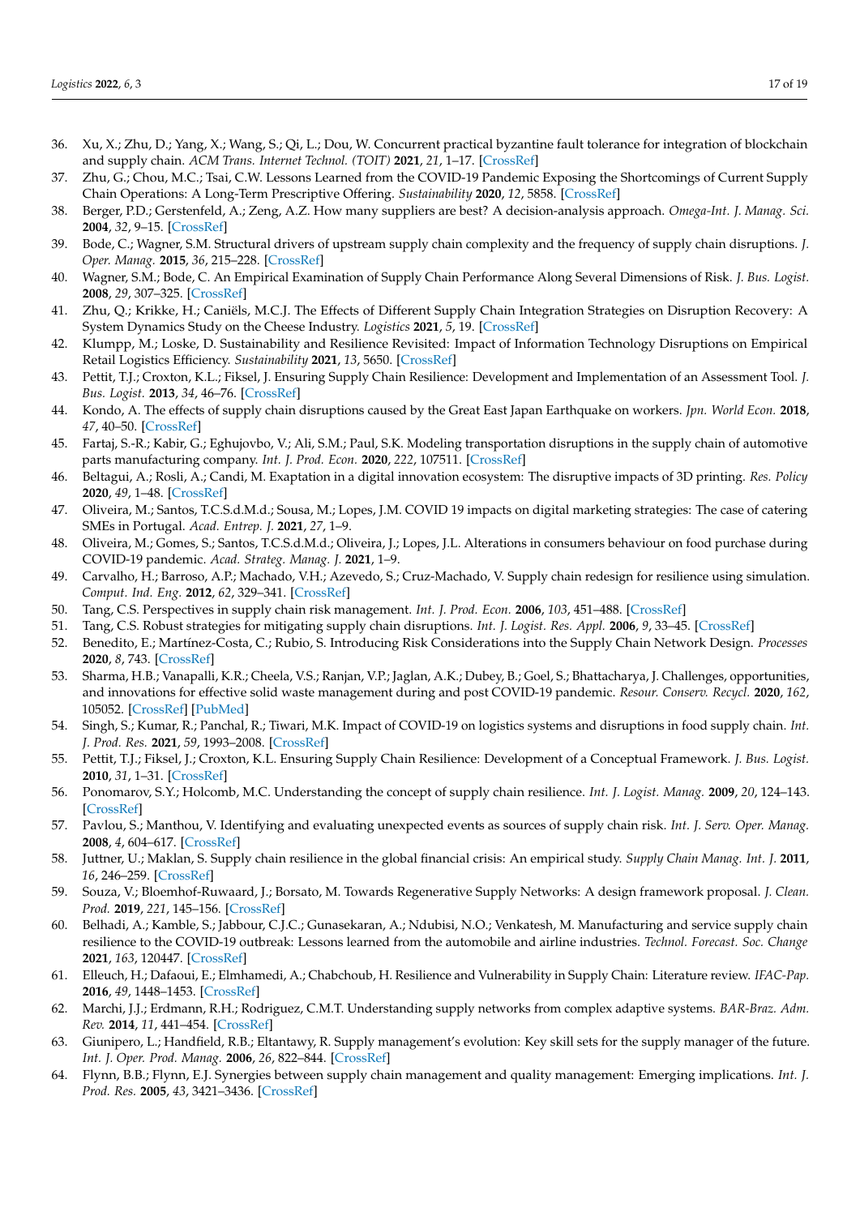36. Xu, X.; Zhu, D.; Yang, X.; Wang, S.; Qi, L.; Dou, W. Concurrent practical byzantine fault tolerance for integration of blockchain and supply chain. *ACM Trans. Internet Technol. (TOIT)* **2021**, *21*, 1–17. [CrossRef]
37. Zhu, G.; Chou, M.C.; Tsai, C.W. Lessons Learned from the COVID-19 Pandemic Exposing the Shortcomings of Current Supply Chain Operations: A Long-Term Prescriptive Offering. *Sustainability* **2020**, *12*, 5858. [CrossRef]
38. Berger, P.D.; Gerstenfeld, A.; Zeng, A.Z. How many suppliers are best? A decision-analysis approach. *Omega-Int. J. Manag. Sci.* **2004**, *32*, 9–15. [CrossRef]
39. Bode, C.; Wagner, S.M. Structural drivers of upstream supply chain complexity and the frequency of supply chain disruptions. *J. Oper. Manag.* **2015**, *36*, 215–228. [CrossRef]
40. Wagner, S.M.; Bode, C. An Empirical Examination of Supply Chain Performance Along Several Dimensions of Risk. *J. Bus. Logist.* **2008**, *29*, 307–325. [CrossRef]
41. Zhu, Q.; Krikke, H.; Caniëls, M.C.J. The Effects of Different Supply Chain Integration Strategies on Disruption Recovery: A System Dynamics Study on the Cheese Industry. *Logistics* **2021**, *5*, 19. [CrossRef]
42. Klumpp, M.; Loske, D. Sustainability and Resilience Revisited: Impact of Information Technology Disruptions on Empirical Retail Logistics Efficiency. *Sustainability* **2021**, *13*, 5650. [CrossRef]
43. Pettit, T.J.; Croxton, K.L.; Fiksel, J. Ensuring Supply Chain Resilience: Development and Implementation of an Assessment Tool. *J. Bus. Logist.* **2013**, *34*, 46–76. [CrossRef]
44. Kondo, A. The effects of supply chain disruptions caused by the Great East Japan Earthquake on workers. *Jpn. World Econ.* **2018**, *47*, 40–50. [CrossRef]
45. Fartaj, S.-R.; Kabir, G.; Eghujovbo, V.; Ali, S.M.; Paul, S.K. Modeling transportation disruptions in the supply chain of automotive parts manufacturing company. *Int. J. Prod. Econ.* **2020**, *222*, 107511. [CrossRef]
46. Beltagui, A.; Rosli, A.; Candi, M. Exaptation in a digital innovation ecosystem: The disruptive impacts of 3D printing. *Res. Policy* **2020**, *49*, 1–48. [CrossRef]
47. Oliveira, M.; Santos, T.C.S.d.M.d.; Sousa, M.; Lopes, J.M. COVID 19 impacts on digital marketing strategies: The case of catering SMEs in Portugal. *Acad. Entrep. J.* **2021**, *27*, 1–9.
48. Oliveira, M.; Gomes, S.; Santos, T.C.S.d.M.d.; Oliveira, J.; Lopes, J.L. Alterations in consumers behaviour on food purchase during COVID-19 pandemic. *Acad. Strateg. Manag. J.* **2021**, 1–9.
49. Carvalho, H.; Barroso, A.P.; Machado, V.H.; Azevedo, S.; Cruz-Machado, V. Supply chain redesign for resilience using simulation. *Comput. Ind. Eng.* **2012**, *62*, 329–341. [CrossRef]
50. Tang, C.S. Perspectives in supply chain risk management. *Int. J. Prod. Econ.* **2006**, *103*, 451–488. [CrossRef]
51. Tang, C.S. Robust strategies for mitigating supply chain disruptions. *Int. J. Logist. Res. Appl.* **2006**, *9*, 33–45. [CrossRef]
52. Benedito, E.; Martínez-Costa, C.; Rubio, S. Introducing Risk Considerations into the Supply Chain Network Design. *Processes* **2020**, *8*, 743. [CrossRef]
53. Sharma, H.B.; Vanapalli, K.R.; Cheela, V.S.; Ranjan, V.P.; Jaglan, A.K.; Dubey, B.; Goel, S.; Bhattacharya, J. Challenges, opportunities, and innovations for effective solid waste management during and post COVID-19 pandemic. *Resour. Conserv. Recycl.* **2020**, *162*, 105052. [CrossRef] [PubMed]
54. Singh, S.; Kumar, R.; Panchal, R.; Tiwari, M.K. Impact of COVID-19 on logistics systems and disruptions in food supply chain. *Int. J. Prod. Res.* **2021**, *59*, 1993–2008. [CrossRef]
55. Pettit, T.J.; Fiksel, J.; Croxton, K.L. Ensuring Supply Chain Resilience: Development of a Conceptual Framework. *J. Bus. Logist.* **2010**, *31*, 1–31. [CrossRef]
56. Ponomarov, S.Y.; Holcomb, M.C. Understanding the concept of supply chain resilience. *Int. J. Logist. Manag.* **2009**, *20*, 124–143. [CrossRef]
57. Pavlou, S.; Manthou, V. Identifying and evaluating unexpected events as sources of supply chain risk. *Int. J. Serv. Oper. Manag.* **2008**, *4*, 604–617. [CrossRef]
58. Juttner, U.; Maklan, S. Supply chain resilience in the global financial crisis: An empirical study. *Supply Chain Manag. Int. J.* **2011**, *16*, 246–259. [CrossRef]
59. Souza, V.; Bloemhof-Ruwaard, J.; Borsato, M. Towards Regenerative Supply Networks: A design framework proposal. *J. Clean. Prod.* **2019**, *221*, 145–156. [CrossRef]
60. Belhadi, A.; Kamble, S.; Jabbour, C.J.C.; Gunasekaran, A.; Ndubisi, N.O.; Venkatesh, M. Manufacturing and service supply chain resilience to the COVID-19 outbreak: Lessons learned from the automobile and airline industries. *Technol. Forecast. Soc. Change* **2021**, *163*, 120447. [CrossRef]
61. Elleuch, H.; Dafaoui, E.; Elmhamedi, A.; Chabchoub, H. Resilience and Vulnerability in Supply Chain: Literature review. *IFAC-Pap.* **2016**, *49*, 1448–1453. [CrossRef]
62. Marchi, J.J.; Erdmann, R.H.; Rodriguez, C.M.T. Understanding supply networks from complex adaptive systems. *BAR-Braz. Adm. Rev.* **2014**, *11*, 441–454. [CrossRef]
63. Giunipero, L.; Handfield, R.B.; Eltantawy, R. Supply management's evolution: Key skill sets for the supply manager of the future. *Int. J. Oper. Prod. Manag.* **2006**, *26*, 822–844. [CrossRef]
64. Flynn, B.B.; Flynn, E.J. Synergies between supply chain management and quality management: Emerging implications. *Int. J. Prod. Res.* **2005**, *43*, 3421–3436. [CrossRef]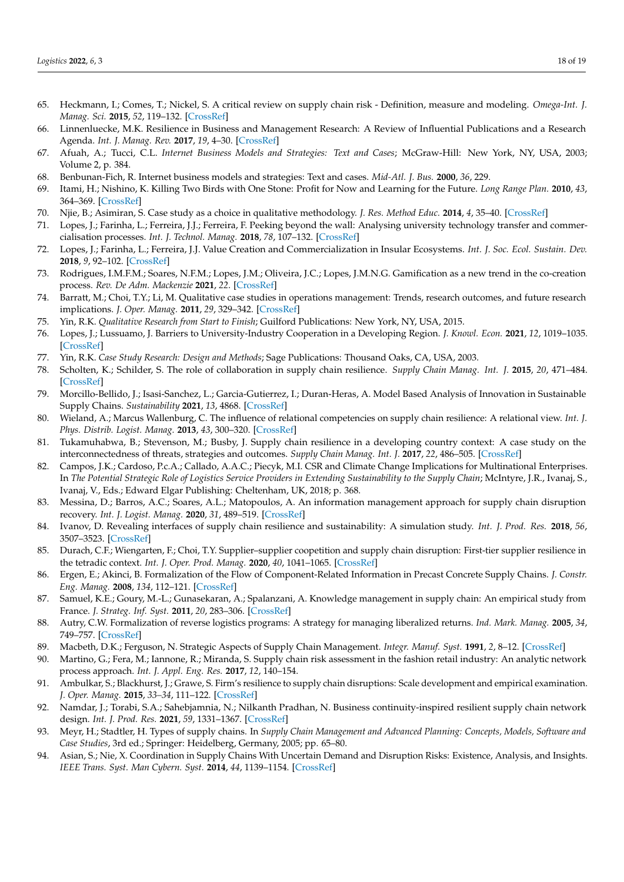65. Heckmann, I.; Comes, T.; Nickel, S. A critical review on supply chain risk - Definition, measure and modeling. *Omega-Int. J. Manag. Sci.* **2015**, *52*, 119–132. [CrossRef]
66. Linnenluecke, M.K. Resilience in Business and Management Research: A Review of Influential Publications and a Research Agenda. *Int. J. Manag. Rev.* **2017**, *19*, 4–30. [CrossRef]
67. Afuah, A.; Tucci, C.L. *Internet Business Models and Strategies: Text and Cases*; McGraw-Hill: New York, NY, USA, 2003; Volume 2, p. 384.
68. Benbunan-Fich, R. Internet business models and strategies: Text and cases. *Mid-Atl. J. Bus.* **2000**, *36*, 229.
69. Itami, H.; Nishino, K. Killing Two Birds with One Stone: Profit for Now and Learning for the Future. *Long Range Plan.* **2010**, *43*, 364–369. [CrossRef]
70. Njie, B.; Asimiran, S. Case study as a choice in qualitative methodology. *J. Res. Method Educ.* **2014**, *4*, 35–40. [CrossRef]
71. Lopes, J.; Farinha, L.; Ferreira, J.J.; Ferreira, F. Peeking beyond the wall: Analysing university technology transfer and commercialisation processes. *Int. J. Technol. Manag.* **2018**, *78*, 107–132. [CrossRef]
72. Lopes, J.; Farinha, L.; Ferreira, J.J. Value Creation and Commercialization in Insular Ecosystems. *Int. J. Soc. Ecol. Sustain. Dev.* **2018**, *9*, 92–102. [CrossRef]
73. Rodrigues, I.M.F.M.; Soares, N.F.M.; Lopes, J.M.; Oliveira, J.C.; Lopes, J.M.N.G. Gamification as a new trend in the co-creation process. *Rev. De Adm. Mackenzie* **2021**, *22*. [CrossRef]
74. Barratt, M.; Choi, T.Y.; Li, M. Qualitative case studies in operations management: Trends, research outcomes, and future research implications. *J. Oper. Manag.* **2011**, *29*, 329–342. [CrossRef]
75. Yin, R.K. *Qualitative Research from Start to Finish*; Guilford Publications: New York, NY, USA, 2015.
76. Lopes, J.; Lussuamo, J. Barriers to University-Industry Cooperation in a Developing Region. *J. Knowl. Econ.* **2021**, *12*, 1019–1035. [CrossRef]
77. Yin, R.K. *Case Study Research: Design and Methods*; Sage Publications: Thousand Oaks, CA, USA, 2003.
78. Scholten, K.; Schilder, S. The role of collaboration in supply chain resilience. *Supply Chain Manag. Int. J.* **2015**, *20*, 471–484. [CrossRef]
79. Morcillo-Bellido, J.; Isasi-Sanchez, L.; Garcia-Gutierrez, I.; Duran-Heras, A. Model Based Analysis of Innovation in Sustainable Supply Chains. *Sustainability* **2021**, *13*, 4868. [CrossRef]
80. Wieland, A.; Marcus Wallenburg, C. The influence of relational competencies on supply chain resilience: A relational view. *Int. J. Phys. Distrib. Logist. Manag.* **2013**, *43*, 300–320. [CrossRef]
81. Tukamuhabwa, B.; Stevenson, M.; Busby, J. Supply chain resilience in a developing country context: A case study on the interconnectedness of threats, strategies and outcomes. *Supply Chain Manag. Int. J.* **2017**, *22*, 486–505. [CrossRef]
82. Campos, J.K.; Cardoso, P.c.A.; Callado, A.A.C.; Piecyk, M.I. CSR and Climate Change Implications for Multinational Enterprises. In *The Potential Strategic Role of Logistics Service Providers in Extending Sustainability to the Supply Chain*; McIntyre, J.R., Ivanaj, S., Ivanaj, V., Eds.; Edward Elgar Publishing: Cheltenham, UK, 2018; p. 368.
83. Messina, D.; Barros, A.C.; Soares, A.L.; Matopoulos, A. An information management approach for supply chain disruption recovery. *Int. J. Logist. Manag.* **2020**, *31*, 489–519. [CrossRef]
84. Ivanov, D. Revealing interfaces of supply chain resilience and sustainability: A simulation study. *Int. J. Prod. Res.* **2018**, *56*, 3507–3523. [CrossRef]
85. Durach, C.F.; Wiengarten, F.; Choi, T.Y. Supplier–supplier coopetition and supply chain disruption: First-tier supplier resilience in the tetradic context. *Int. J. Oper. Prod. Manag.* **2020**, *40*, 1041–1065. [CrossRef]
86. Ergen, E.; Akinci, B. Formalization of the Flow of Component-Related Information in Precast Concrete Supply Chains. *J. Constr. Eng. Manag.* **2008**, *134*, 112–121. [CrossRef]
87. Samuel, K.E.; Goury, M.-L.; Gunasekaran, A.; Spalanzani, A. Knowledge management in supply chain: An empirical study from France. *J. Strateg. Inf. Syst.* **2011**, *20*, 283–306. [CrossRef]
88. Autry, C.W. Formalization of reverse logistics programs: A strategy for managing liberalized returns. *Ind. Mark. Manag.* **2005**, *34*, 749–757. [CrossRef]
89. Macbeth, D.K.; Ferguson, N. Strategic Aspects of Supply Chain Management. *Integr. Manuf. Syst.* **1991**, *2*, 8–12. [CrossRef]
90. Martino, G.; Fera, M.; Iannone, R.; Miranda, S. Supply chain risk assessment in the fashion retail industry: An analytic network process approach. *Int. J. Appl. Eng. Res.* **2017**, *12*, 140–154.
91. Ambulkar, S.; Blackhurst, J.; Grawe, S. Firm's resilience to supply chain disruptions: Scale development and empirical examination. *J. Oper. Manag.* **2015**, *33–34*, 111–122. [CrossRef]
92. Namdar, J.; Torabi, S.A.; Sahebjamnia, N.; Nilkanth Pradhan, N. Business continuity-inspired resilient supply chain network design. *Int. J. Prod. Res.* **2021**, *59*, 1331–1367. [CrossRef]
93. Meyr, H.; Stadtler, H. Types of supply chains. In *Supply Chain Management and Advanced Planning: Concepts, Models, Software and Case Studies*, 3rd ed.; Springer: Heidelberg, Germany, 2005; pp. 65–80.
94. Asian, S.; Nie, X. Coordination in Supply Chains With Uncertain Demand and Disruption Risks: Existence, Analysis, and Insights. *IEEE Trans. Syst. Man Cybern. Syst.* **2014**, *44*, 1139–1154. [CrossRef]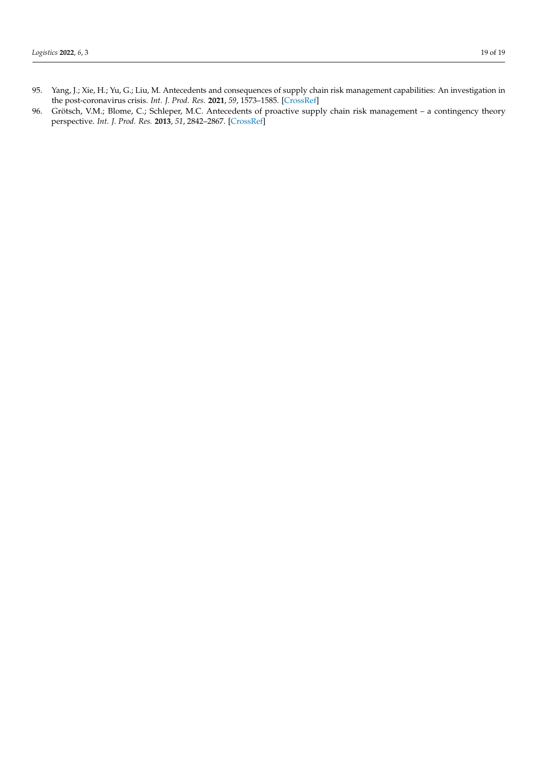95. Yang, J.; Xie, H.; Yu, G.; Liu, M. Antecedents and consequences of supply chain risk management capabilities: An investigation in the post-coronavirus crisis. *Int. J. Prod. Res.* **2021**, *59*, 1573–1585. [CrossRef]
96. Grötsch, V.M.; Blome, C.; Schleper, M.C. Antecedents of proactive supply chain risk management – a contingency theory perspective. *Int. J. Prod. Res.* **2013**, *51*, 2842–2867. [CrossRef]